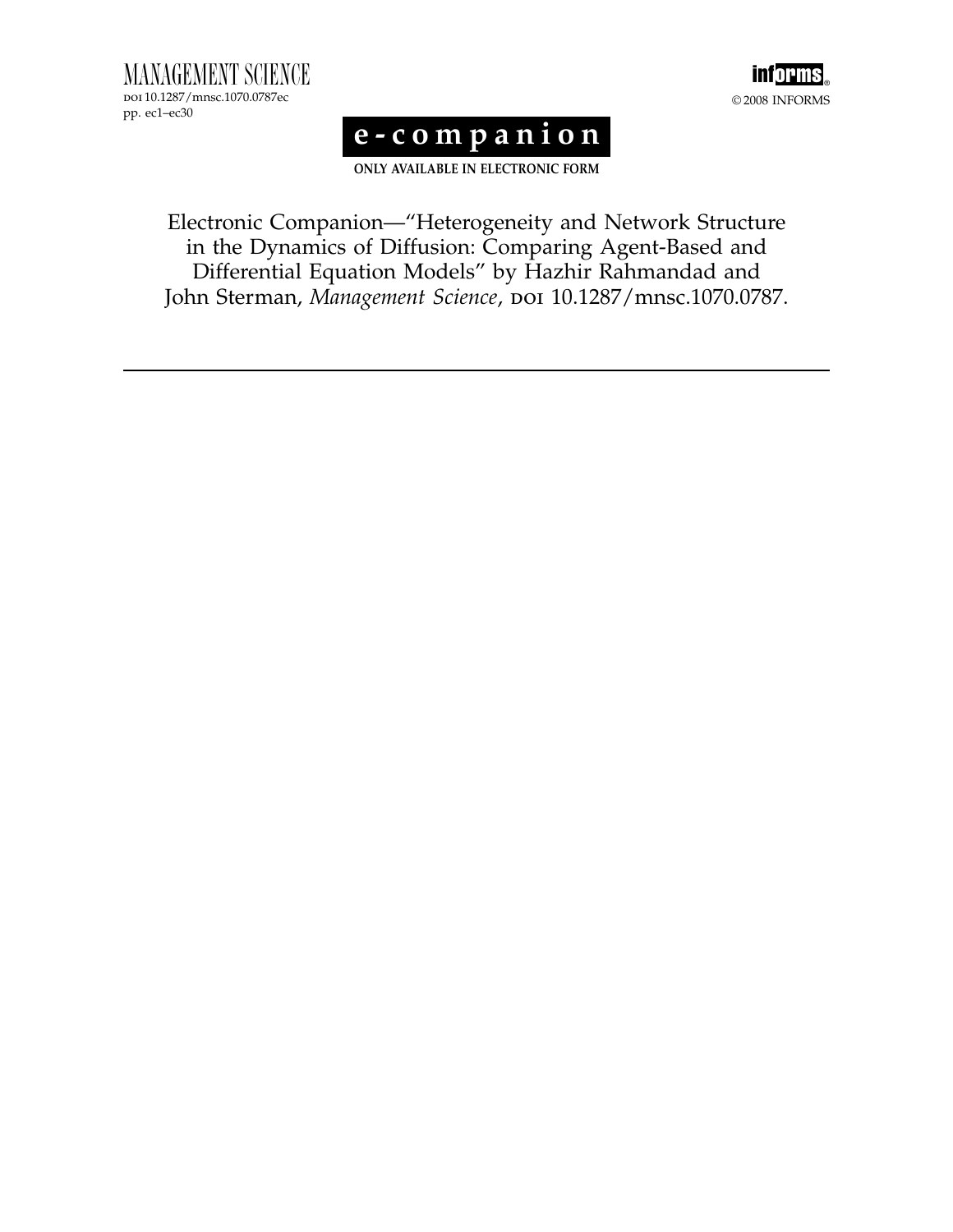MANAGEMENT SCIENCE

DOI 10.1287/mnsc.1070.0787ec

pp. ec1–ec30

© 2008 INFORMS

# e-companion

**ONLY AVAILABLE IN ELECTRONIC FORM**

Electronic Companion—"Heterogeneity and Network Structure in the Dynamics of Diffusion: Comparing Agent-Based and Differential Equation Models" by Hazhir Rahmandad and John Sterman, *Management Science*, DOI 10.1287/mnsc.1070.0787.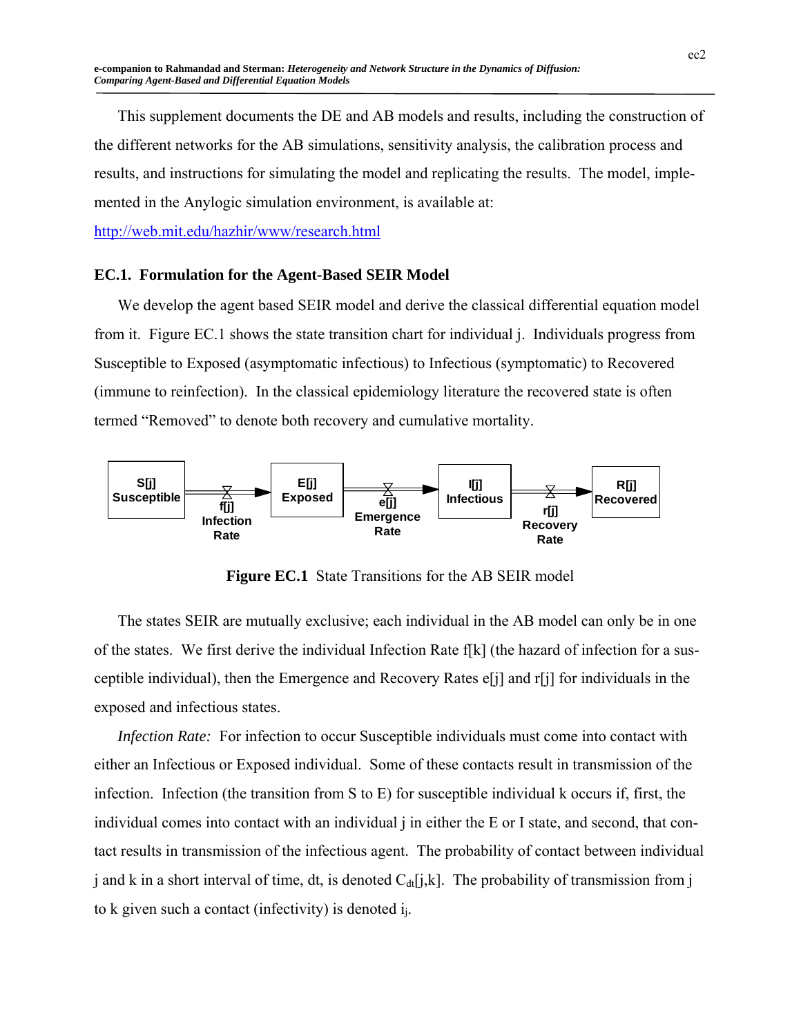This supplement documents the DE and AB models and results, including the construction of the different networks for the AB simulations, sensitivity analysis, the calibration process and results, and instructions for simulating the model and replicating the results. The model, implemented in the Anylogic simulation environment, is available at:

http://web.mit.edu/hazhir/www/research.html

## EC.1. Formulation for the Agent-Based SEIR Model

We develop the agent based SEIR model and derive the classical differential equation model from it. Figure EC.1 shows the state transition chart for individual j. Individuals progress from Susceptible to Exposed (asymptomatic infectious) to Infectious (symptomatic) to Recovered (immune to reinfection). In the classical epidemiology literature the recovered state is often termed "Removed" to denote both recovery and cumulative mortality.

S[j] Susceptible → f[j] Infection Rate → E[j] Exposed → e[j] Emergence Rate → I[j] Infectious → r[j] Recovery Rate → R[j] Recovered

**Figure EC.1** State Transitions for the AB SEIR model

The states SEIR are mutually exclusive; each individual in the AB model can only be in one of the states. We first derive the individual Infection Rate f[k] (the hazard of infection for a susceptible individual), then the Emergence and Recovery Rates e[j] and r[j] for individuals in the exposed and infectious states.

*Infection Rate:* For infection to occur Susceptible individuals must come into contact with either an Infectious or Exposed individual. Some of these contacts result in transmission of the infection. Infection (the transition from S to E) for susceptible individual k occurs if, first, the individual comes into contact with an individual j in either the E or I state, and second, that contact results in transmission of the infectious agent. The probability of contact between individual j and k in a short interval of time, dt, is denoted $C_{dt}[j,k]$. The probability of transmission from j to k given such a contact (infectivity) is denoted $i_j$.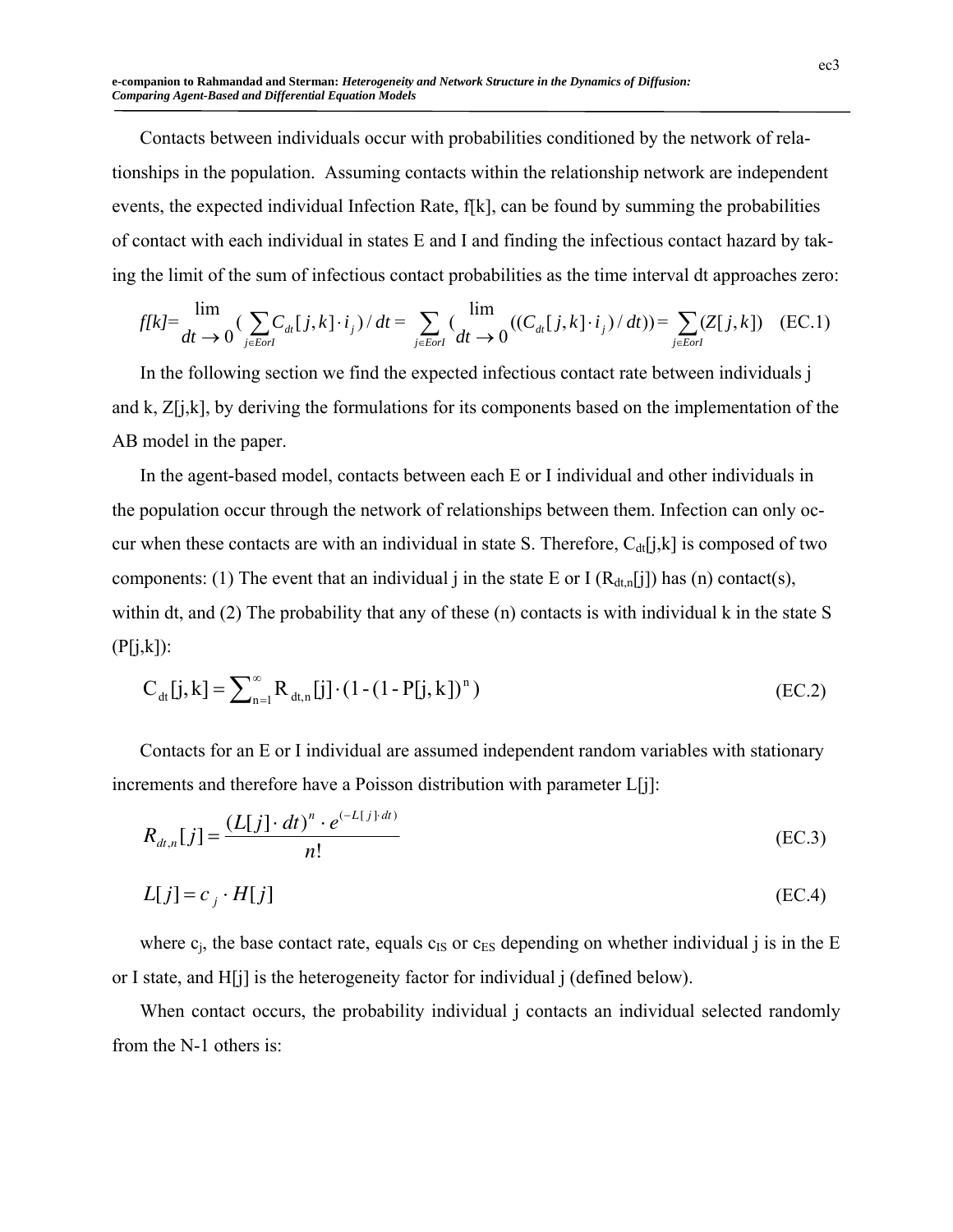Contacts between individuals occur with probabilities conditioned by the network of relationships in the population. Assuming contacts within the relationship network are independent events, the expected individual Infection Rate, f[k], can be found by summing the probabilities of contact with each individual in states E and I and finding the infectious contact hazard by taking the limit of the sum of infectious contact probabilities as the time interval dt approaches zero:

$$f[k] = \lim_{dt \to 0} \Big( \sum_{j \in EorI} C_{dt}[j,k] \cdot i_j \Big) / dt = \sum_{j \in EorI} \Big( \lim_{dt \to 0} ((C_{dt}[j,k] \cdot i_j) / dt) \Big) = \sum_{j \in EorI} (Z[j,k]) \quad \text{(EC.1)}$$

In the following section we find the expected infectious contact rate between individuals j and k, Z[j,k], by deriving the formulations for its components based on the implementation of the AB model in the paper.

In the agent-based model, contacts between each E or I individual and other individuals in the population occur through the network of relationships between them. Infection can only occur when these contacts are with an individual in state S. Therefore, $C_{dt}[j,k]$ is composed of two components: (1) The event that an individual j in the state E or I ($R_{dt,n}[j]$) has (n) contact(s), within dt, and (2) The probability that any of these (n) contacts is with individual k in the state S (P[j,k]):

$$C_{dt}[j,k] = \sum_{n=1}^{\infty} R_{dt,n}[j] \cdot (1 - (1 - P[j,k])^n) \quad \text{(EC.2)}$$

Contacts for an E or I individual are assumed independent random variables with stationary increments and therefore have a Poisson distribution with parameter L[j]:

$$R_{dt,n}[j] = \frac{(L[j] \cdot dt)^n \cdot e^{(-L[j] \cdot dt)}}{n!} \quad \text{(EC.3)}$$

$$L[j] = c_j \cdot H[j] \quad \text{(EC.4)}$$

where $c_j$, the base contact rate, equals $c_{IS}$ or $c_{ES}$ depending on whether individual j is in the E or I state, and H[j] is the heterogeneity factor for individual j (defined below).

When contact occurs, the probability individual j contacts an individual selected randomly from the N-1 others is: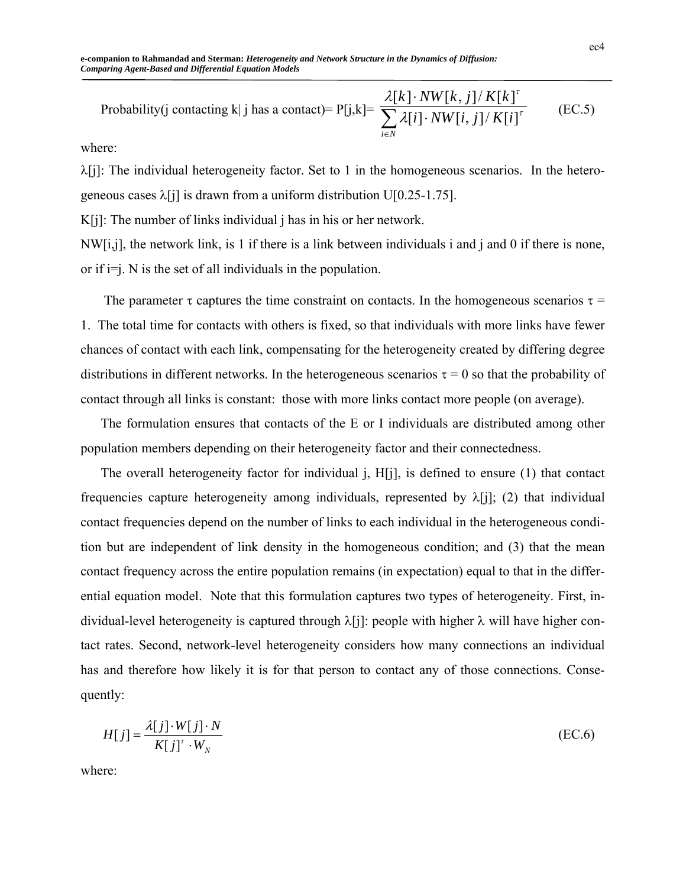Probability(j contacting k| j has a contact)= P[j,k]= $\dfrac{\lambda[k]\cdot NW[k,j]/K[k]^{\tau}}{\sum_{i\in N}\lambda[i]\cdot NW[i,j]/K[i]^{\tau}}$ (EC.5)

where:

$\lambda[j]$: The individual heterogeneity factor. Set to 1 in the homogeneous scenarios. In the heterogeneous cases $\lambda[j]$ is drawn from a uniform distribution U[0.25-1.75].

K[j]: The number of links individual j has in his or her network.

NW[i,j], the network link, is 1 if there is a link between individuals i and j and 0 if there is none, or if i=j. N is the set of all individuals in the population.

The parameter $\tau$ captures the time constraint on contacts. In the homogeneous scenarios $\tau$ = 1. The total time for contacts with others is fixed, so that individuals with more links have fewer chances of contact with each link, compensating for the heterogeneity created by differing degree distributions in different networks. In the heterogeneous scenarios $\tau$ = 0 so that the probability of contact through all links is constant: those with more links contact more people (on average).

The formulation ensures that contacts of the E or I individuals are distributed among other population members depending on their heterogeneity factor and their connectedness.

The overall heterogeneity factor for individual j, H[j], is defined to ensure (1) that contact frequencies capture heterogeneity among individuals, represented by $\lambda[j]$; (2) that individual contact frequencies depend on the number of links to each individual in the heterogeneous condition but are independent of link density in the homogeneous condition; and (3) that the mean contact frequency across the entire population remains (in expectation) equal to that in the differential equation model. Note that this formulation captures two types of heterogeneity. First, individual-level heterogeneity is captured through $\lambda[j]$: people with higher $\lambda$ will have higher contact rates. Second, network-level heterogeneity considers how many connections an individual has and therefore how likely it is for that person to contact any of those connections. Consequently:

$$H[j]=\frac{\lambda[j]\cdot W[j]\cdot N}{K[j]^{\tau}\cdot W_N} \tag{EC.6}$$

where: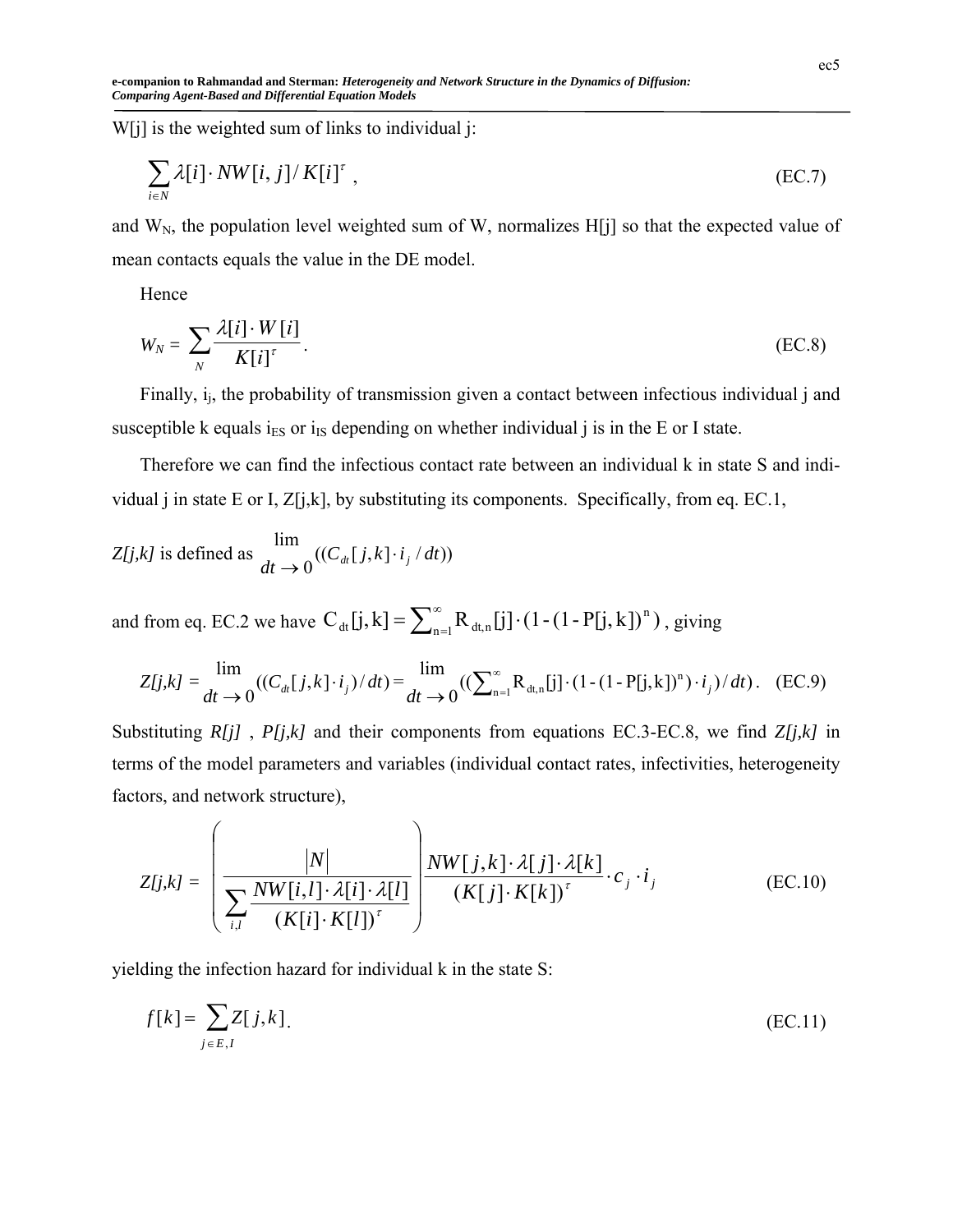W[j] is the weighted sum of links to individual j:

$$\sum_{i \in N} \lambda[i] \cdot NW[i,j] / K[i]^{\tau} \ , \tag{EC.7}$$

and $W_N$, the population level weighted sum of W, normalizes H[j] so that the expected value of mean contacts equals the value in the DE model.

Hence

$$W_N = \sum_{N} \frac{\lambda[i] \cdot W[i]}{K[i]^{\tau}} . \tag{EC.8}$$

Finally, $i_j$, the probability of transmission given a contact between infectious individual j and susceptible k equals $i_{ES}$ or $i_{IS}$ depending on whether individual j is in the E or I state.

Therefore we can find the infectious contact rate between an individual k in state S and individual j in state E or I, Z[j,k], by substituting its components. Specifically, from eq. EC.1,

*Z[j,k]* is defined as $\lim_{dt \to 0} ((C_{dt}[j,k] \cdot i_j / dt))$

and from eq. EC.2 we have $C_{dt}[j,k] = \sum_{n=1}^{\infty} R_{dt,n}[j] \cdot (1 - (1 - P[j,k])^n)$, giving

$$Z[j,k] = \lim_{dt \to 0} ((C_{dt}[j,k] \cdot i_j)/dt) = \lim_{dt \to 0} ((\sum_{n=1}^{\infty} R_{dt,n}[j] \cdot (1 - (1 - P[j,k])^n) \cdot i_j)/dt) . \tag{EC.9}$$

Substituting *R[j]* , *P[j,k]* and their components from equations EC.3-EC.8, we find *Z[j,k]* in terms of the model parameters and variables (individual contact rates, infectivities, heterogeneity factors, and network structure),

$$Z[j,k] = \left( \frac{|N|}{\sum_{i,l} \frac{NW[i,l] \cdot \lambda[i] \cdot \lambda[l]}{(K[i] \cdot K[l])^{\tau}}} \right) \frac{NW[j,k] \cdot \lambda[j] \cdot \lambda[k]}{(K[j] \cdot K[k])^{\tau}} \cdot c_j \cdot i_j \tag{EC.10}$$

yielding the infection hazard for individual k in the state S:

$$f[k] = \sum_{j \in E,I} Z[j,k] . \tag{EC.11}$$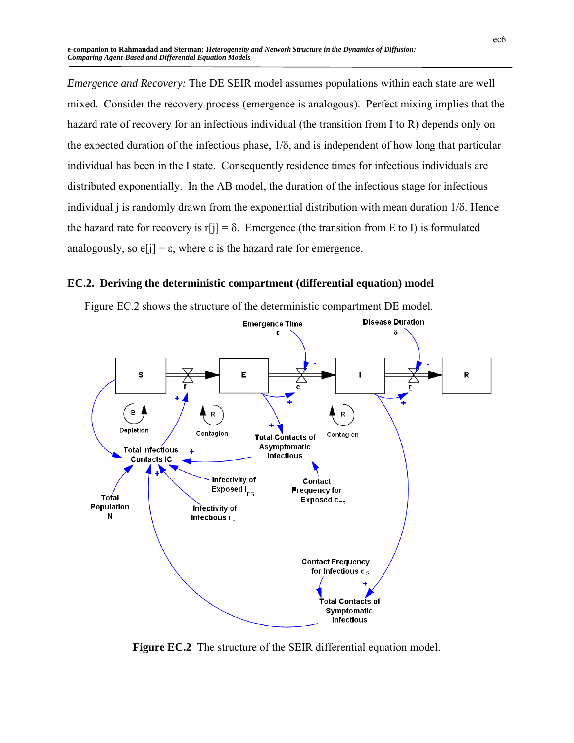*Emergence and Recovery:* The DE SEIR model assumes populations within each state are well mixed. Consider the recovery process (emergence is analogous). Perfect mixing implies that the hazard rate of recovery for an infectious individual (the transition from I to R) depends only on the expected duration of the infectious phase, $1/\delta$, and is independent of how long that particular individual has been in the I state. Consequently residence times for infectious individuals are distributed exponentially. In the AB model, the duration of the infectious stage for infectious individual j is randomly drawn from the exponential distribution with mean duration $1/\delta$. Hence the hazard rate for recovery is $r[j] = \delta$. Emergence (the transition from E to I) is formulated analogously, so $e[j] = \varepsilon$, where $\varepsilon$ is the hazard rate for emergence.

## EC.2. Deriving the deterministic compartment (differential equation) model

Figure EC.2 shows the structure of the deterministic compartment DE model.

**Figure EC.2** The structure of the SEIR differential equation model.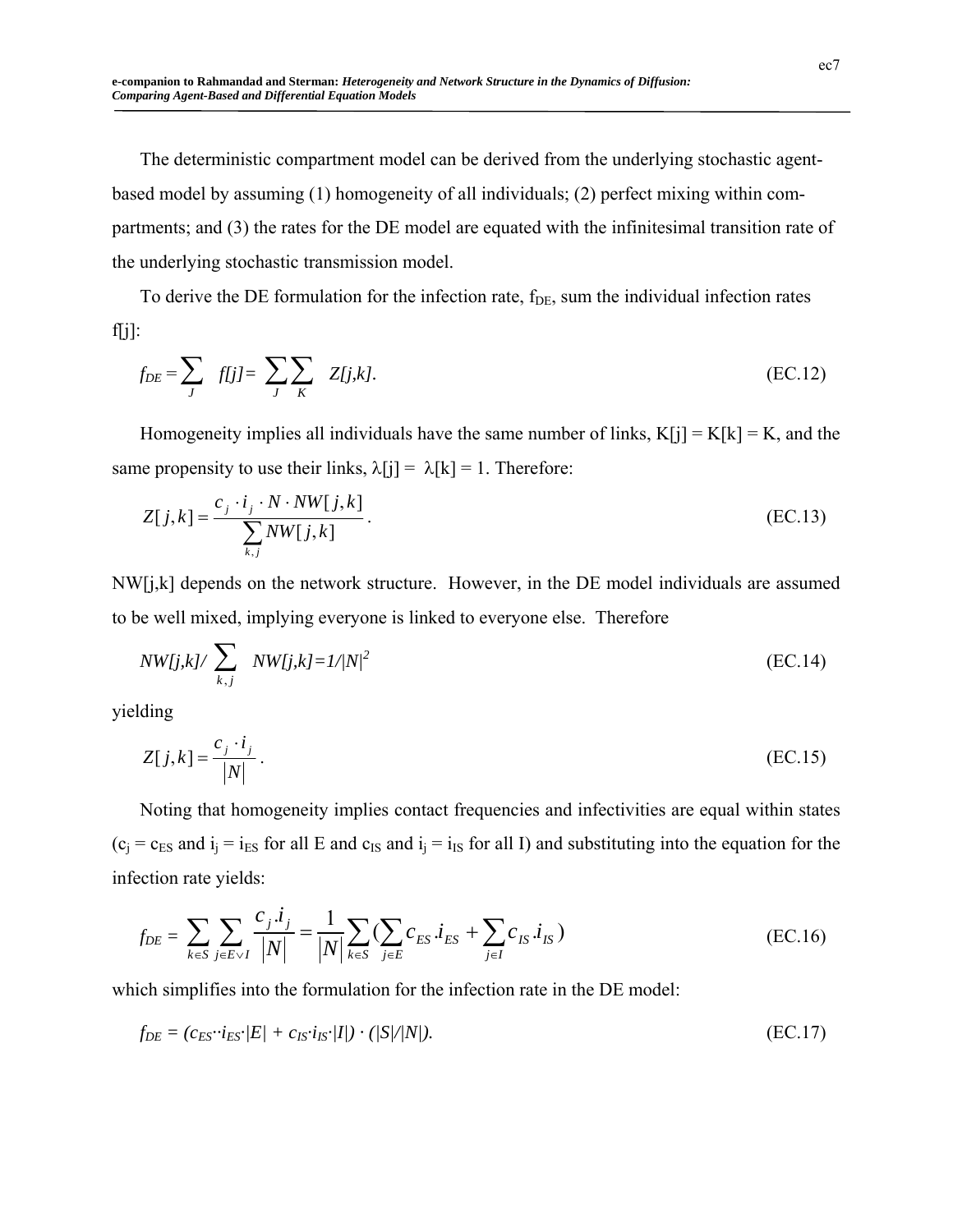The deterministic compartment model can be derived from the underlying stochastic agent-based model by assuming (1) homogeneity of all individuals; (2) perfect mixing within compartments; and (3) the rates for the DE model are equated with the infinitesimal transition rate of the underlying stochastic transmission model.

To derive the DE formulation for the infection rate, $f_{DE}$, sum the individual infection rates f[j]:

$$f_{DE} = \sum_{J} f[j] = \sum_{J}\sum_{K} Z[j,k]. \tag{EC.12}$$

Homogeneity implies all individuals have the same number of links, K[j] = K[k] = K, and the same propensity to use their links, $\lambda[j] = \lambda[k] = 1$. Therefore:

$$Z[j,k] = \frac{c_j \cdot i_j \cdot N \cdot NW[j,k]}{\sum_{k,j} NW[j,k]}. \tag{EC.13}$$

NW[j,k] depends on the network structure. However, in the DE model individuals are assumed to be well mixed, implying everyone is linked to everyone else. Therefore

$$NW[j,k] / \sum_{k,j} NW[j,k] = 1/|N|^2 \tag{EC.14}$$

yielding

$$Z[j,k] = \frac{c_j \cdot i_j}{|N|}. \tag{EC.15}$$

Noting that homogeneity implies contact frequencies and infectivities are equal within states ($c_j = c_{ES}$ and $i_j = i_{ES}$ for all E and $c_{IS}$ and $i_j = i_{IS}$ for all I) and substituting into the equation for the infection rate yields:

$$f_{DE} = \sum_{k \in S}\sum_{j \in E \vee I} \frac{c_j . i_j}{|N|} = \frac{1}{|N|}\sum_{k \in S}\left(\sum_{j \in E} c_{ES} . i_{ES} + \sum_{j \in I} c_{IS} . i_{IS}\right) \tag{EC.16}$$

which simplifies into the formulation for the infection rate in the DE model:

$$f_{DE} = (c_{ES} \cdot i_{ES} \cdot |E| + c_{IS} \cdot i_{IS} \cdot |I|) \cdot (|S|/|N|). \tag{EC.17}$$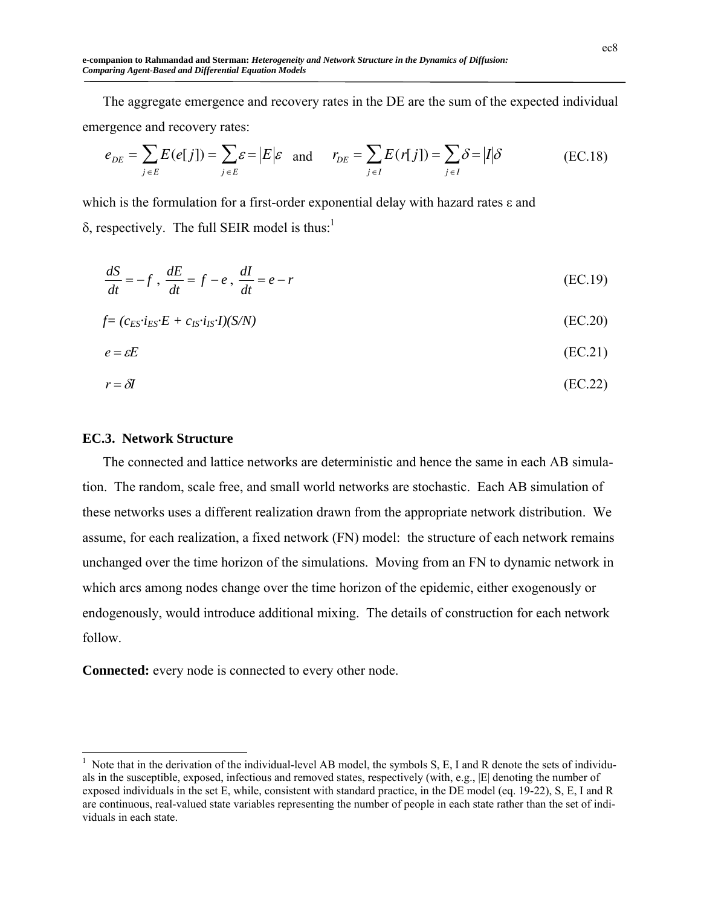The aggregate emergence and recovery rates in the DE are the sum of the expected individual emergence and recovery rates:

$$e_{DE} = \sum_{j \in E} E(e[j]) = \sum_{j \in E} \varepsilon = |E|\varepsilon \quad \text{and} \quad r_{DE} = \sum_{j \in I} E(r[j]) = \sum_{j \in I} \delta = |I|\delta \qquad \text{(EC.18)}$$

which is the formulation for a first-order exponential delay with hazard rates ε and δ, respectively. The full SEIR model is thus:[1]

$$\frac{dS}{dt} = -f \,,\; \frac{dE}{dt} = f - e \,,\; \frac{dI}{dt} = e - r \qquad \text{(EC.19)}$$

$$f = (c_{ES} \cdot i_{ES} \cdot E + c_{IS} \cdot i_{IS} \cdot I)(S/N) \qquad \text{(EC.20)}$$

$$e = \varepsilon E \qquad \text{(EC.21)}$$

$$r = \delta I \qquad \text{(EC.22)}$$

## EC.3. Network Structure

The connected and lattice networks are deterministic and hence the same in each AB simulation. The random, scale free, and small world networks are stochastic. Each AB simulation of these networks uses a different realization drawn from the appropriate network distribution. We assume, for each realization, a fixed network (FN) model: the structure of each network remains unchanged over the time horizon of the simulations. Moving from an FN to dynamic network in which arcs among nodes change over the time horizon of the epidemic, either exogenously or endogenously, would introduce additional mixing. The details of construction for each network follow.

**Connected:** every node is connected to every other node.

---

[1] Note that in the derivation of the individual-level AB model, the symbols S, E, I and R denote the sets of individuals in the susceptible, exposed, infectious and removed states, respectively (with, e.g., |E| denoting the number of exposed individuals in the set E, while, consistent with standard practice, in the DE model (eq. 19-22), S, E, I and R are continuous, real-valued state variables representing the number of people in each state rather than the set of individuals in each state.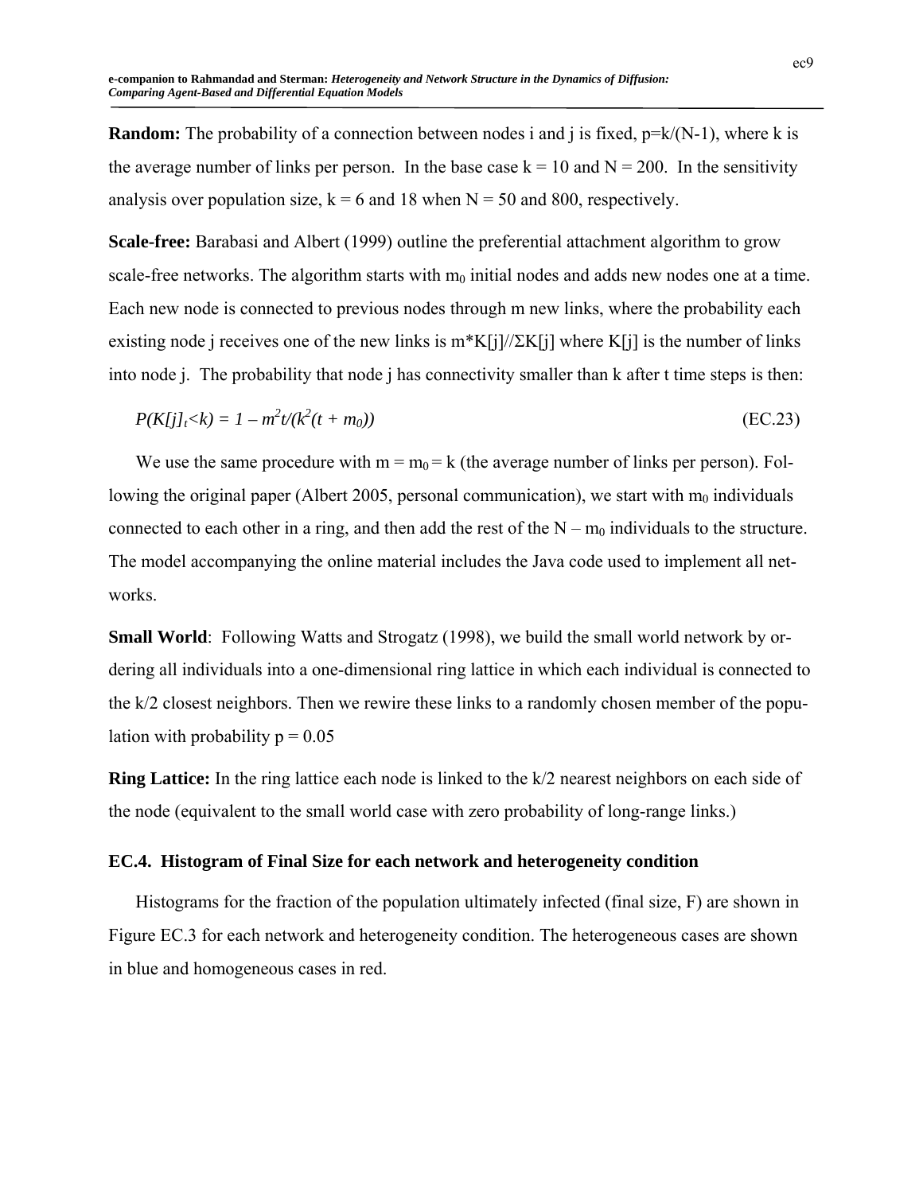**Random:** The probability of a connection between nodes i and j is fixed, $p=k/(N-1)$, where k is the average number of links per person. In the base case $k = 10$ and $N = 200$. In the sensitivity analysis over population size, $k = 6$ and 18 when $N = 50$ and 800, respectively.

**Scale-free:** Barabasi and Albert (1999) outline the preferential attachment algorithm to grow scale-free networks. The algorithm starts with $m_0$ initial nodes and adds new nodes one at a time. Each new node is connected to previous nodes through m new links, where the probability each existing node j receives one of the new links is $m*K[j]//\Sigma K[j]$ where K[j] is the number of links into node j. The probability that node j has connectivity smaller than k after t time steps is then:

$$P(K[j]_t<k) = 1 - m^2t/(k^2(t + m_0)) \tag{EC.23}$$

We use the same procedure with $m = m_0 = k$ (the average number of links per person). Following the original paper (Albert 2005, personal communication), we start with $m_0$ individuals connected to each other in a ring, and then add the rest of the $N - m_0$ individuals to the structure. The model accompanying the online material includes the Java code used to implement all networks.

**Small World**: Following Watts and Strogatz (1998), we build the small world network by ordering all individuals into a one-dimensional ring lattice in which each individual is connected to the k/2 closest neighbors. Then we rewire these links to a randomly chosen member of the population with probability $p = 0.05$

**Ring Lattice:** In the ring lattice each node is linked to the k/2 nearest neighbors on each side of the node (equivalent to the small world case with zero probability of long-range links.)

### EC.4. Histogram of Final Size for each network and heterogeneity condition

Histograms for the fraction of the population ultimately infected (final size, F) are shown in Figure EC.3 for each network and heterogeneity condition. The heterogeneous cases are shown in blue and homogeneous cases in red.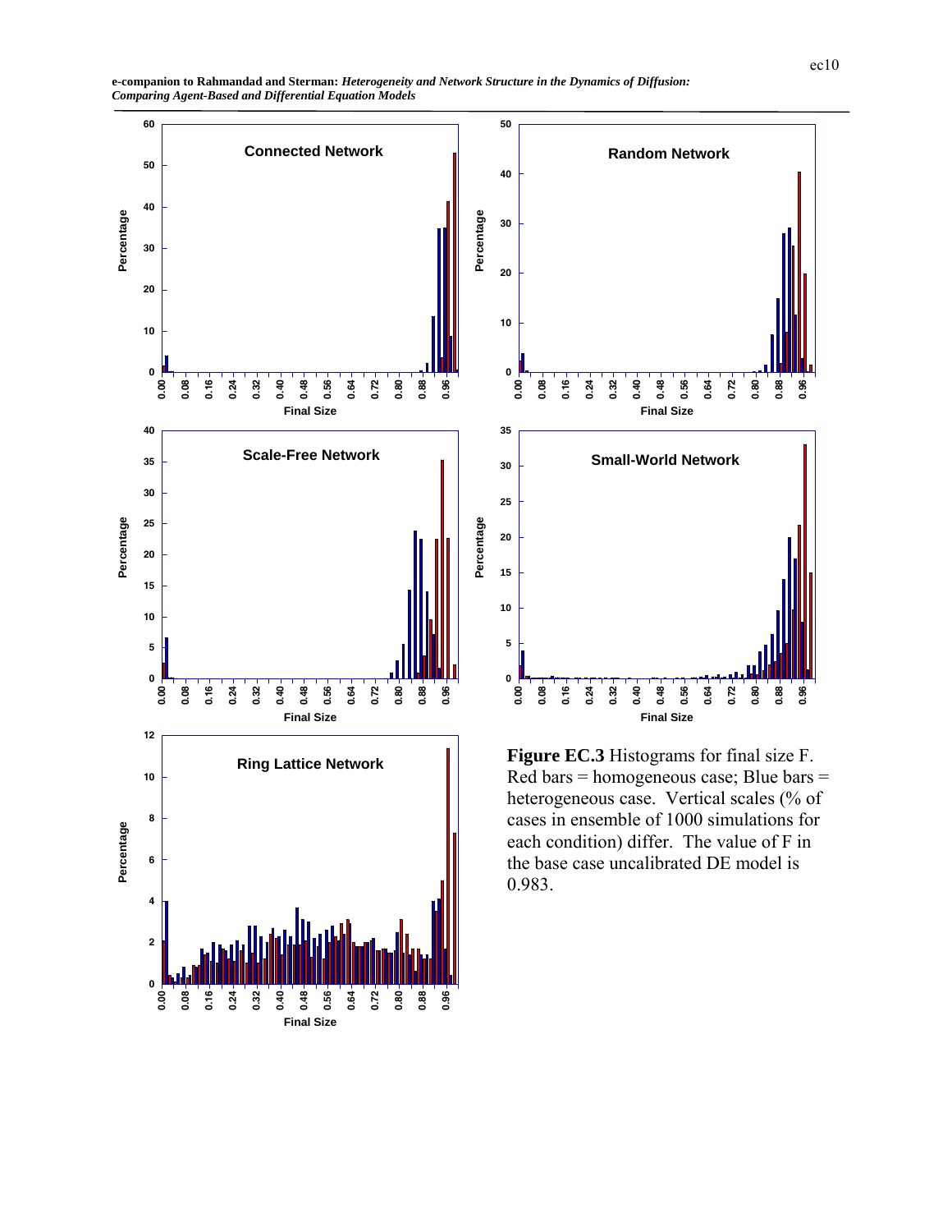**Figure EC.3** Histograms for final size F. Red bars = homogeneous case; Blue bars = heterogeneous case. Vertical scales (% of cases in ensemble of 1000 simulations for each condition) differ. The value of F in the base case uncalibrated DE model is 0.983.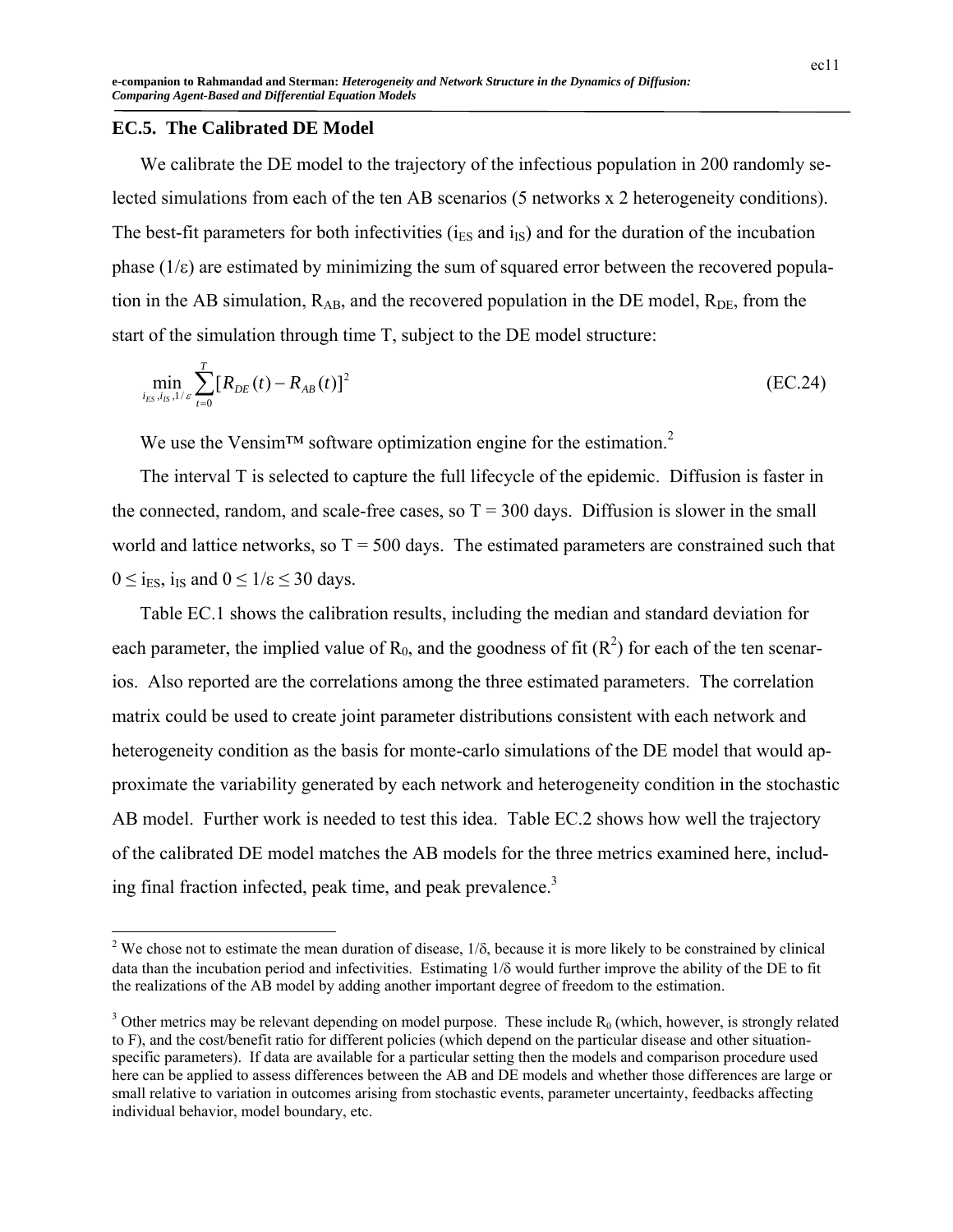## EC.5. The Calibrated DE Model

We calibrate the DE model to the trajectory of the infectious population in 200 randomly selected simulations from each of the ten AB scenarios (5 networks x 2 heterogeneity conditions). The best-fit parameters for both infectivities ($i_{ES}$ and $i_{IS}$) and for the duration of the incubation phase ($1/\varepsilon$) are estimated by minimizing the sum of squared error between the recovered population in the AB simulation, $R_{AB}$, and the recovered population in the DE model, $R_{DE}$, from the start of the simulation through time T, subject to the DE model structure:

$$\min_{i_{ES}, i_{IS}, 1/\varepsilon} \sum_{t=0}^{T} [R_{DE}(t) - R_{AB}(t)]^2 \tag{EC.24}$$

We use the Vensim™ software optimization engine for the estimation.[2]

The interval T is selected to capture the full lifecycle of the epidemic. Diffusion is faster in the connected, random, and scale-free cases, so T = 300 days. Diffusion is slower in the small world and lattice networks, so T = 500 days. The estimated parameters are constrained such that $0 \leq i_{ES}, i_{IS}$ and $0 \leq 1/\varepsilon \leq 30$ days.

Table EC.1 shows the calibration results, including the median and standard deviation for each parameter, the implied value of $R_0$, and the goodness of fit ($R^2$) for each of the ten scenarios. Also reported are the correlations among the three estimated parameters. The correlation matrix could be used to create joint parameter distributions consistent with each network and heterogeneity condition as the basis for monte-carlo simulations of the DE model that would approximate the variability generated by each network and heterogeneity condition in the stochastic AB model. Further work is needed to test this idea. Table EC.2 shows how well the trajectory of the calibrated DE model matches the AB models for the three metrics examined here, including final fraction infected, peak time, and peak prevalence.[3]

[2] We chose not to estimate the mean duration of disease, $1/\delta$, because it is more likely to be constrained by clinical data than the incubation period and infectivities. Estimating $1/\delta$ would further improve the ability of the DE to fit the realizations of the AB model by adding another important degree of freedom to the estimation.

[3] Other metrics may be relevant depending on model purpose. These include $R_0$ (which, however, is strongly related to F), and the cost/benefit ratio for different policies (which depend on the particular disease and other situation-specific parameters). If data are available for a particular setting then the models and comparison procedure used here can be applied to assess differences between the AB and DE models and whether those differences are large or small relative to variation in outcomes arising from stochastic events, parameter uncertainty, feedbacks affecting individual behavior, model boundary, etc.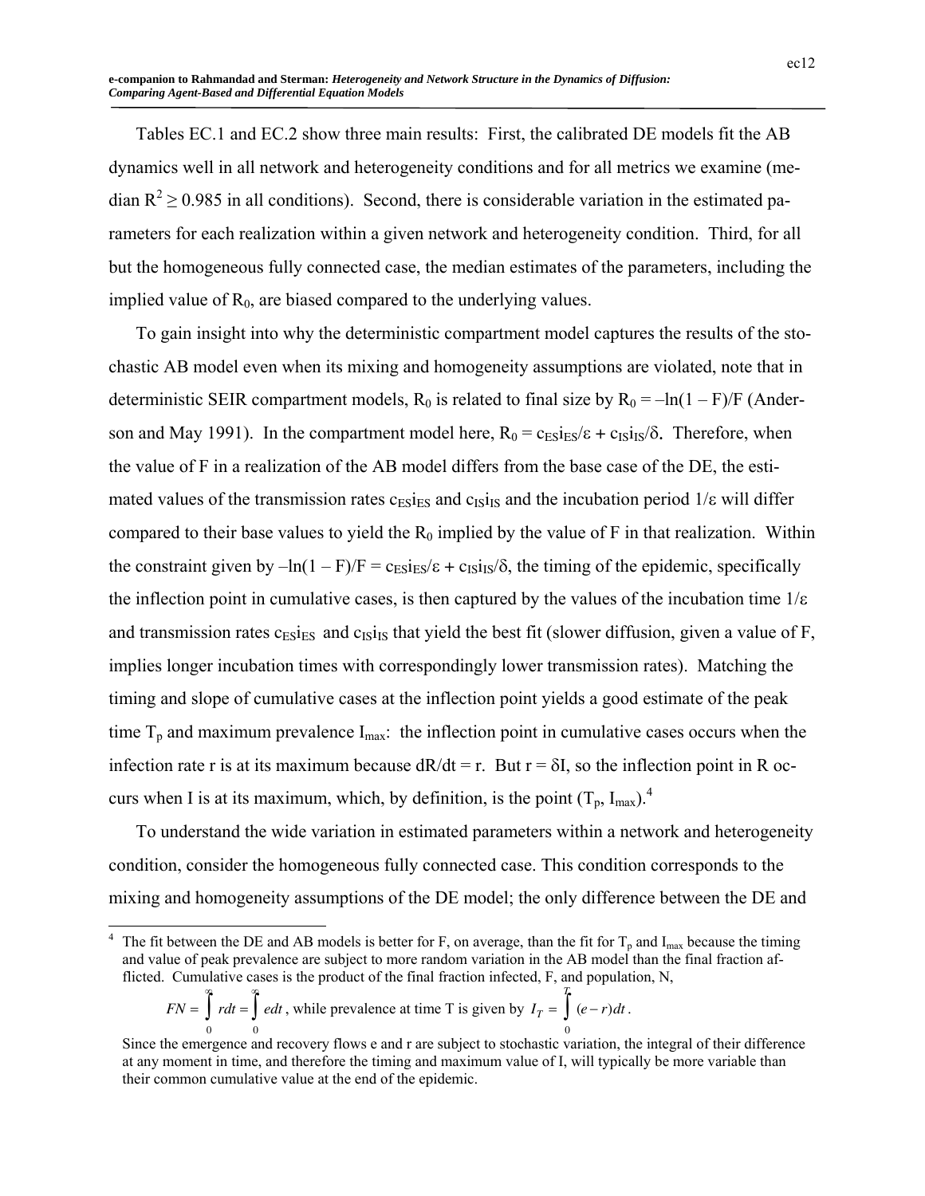Tables EC.1 and EC.2 show three main results: First, the calibrated DE models fit the AB dynamics well in all network and heterogeneity conditions and for all metrics we examine (median $R^2 \geq 0.985$ in all conditions). Second, there is considerable variation in the estimated parameters for each realization within a given network and heterogeneity condition. Third, for all but the homogeneous fully connected case, the median estimates of the parameters, including the implied value of $R_0$, are biased compared to the underlying values.

To gain insight into why the deterministic compartment model captures the results of the stochastic AB model even when its mixing and homogeneity assumptions are violated, note that in deterministic SEIR compartment models, $R_0$ is related to final size by $R_0 = -\ln(1 - F)/F$ (Anderson and May 1991). In the compartment model here, $R_0 = c_{ES}i_{ES}/\varepsilon + c_{IS}i_{IS}/\delta$. Therefore, when the value of F in a realization of the AB model differs from the base case of the DE, the estimated values of the transmission rates $c_{ES}i_{ES}$ and $c_{IS}i_{IS}$ and the incubation period $1/\varepsilon$ will differ compared to their base values to yield the $R_0$ implied by the value of F in that realization. Within the constraint given by $-\ln(1 - F)/F = c_{ES}i_{ES}/\varepsilon + c_{IS}i_{IS}/\delta$, the timing of the epidemic, specifically the inflection point in cumulative cases, is then captured by the values of the incubation time $1/\varepsilon$ and transmission rates $c_{ES}i_{ES}$ and $c_{IS}i_{IS}$ that yield the best fit (slower diffusion, given a value of F, implies longer incubation times with correspondingly lower transmission rates). Matching the timing and slope of cumulative cases at the inflection point yields a good estimate of the peak time $T_p$ and maximum prevalence $I_{max}$: the inflection point in cumulative cases occurs when the infection rate r is at its maximum because $dR/dt = r$. But $r = \delta I$, so the inflection point in R occurs when I is at its maximum, which, by definition, is the point $(T_p, I_{max})$.[4]

To understand the wide variation in estimated parameters within a network and heterogeneity condition, consider the homogeneous fully connected case. This condition corresponds to the mixing and homogeneity assumptions of the DE model; the only difference between the DE and

---

[4] The fit between the DE and AB models is better for F, on average, than the fit for $T_p$ and $I_{max}$ because the timing and value of peak prevalence are subject to more random variation in the AB model than the final fraction afflicted. Cumulative cases is the product of the final fraction infected, F, and population, N,

$$FN = \int_0^\infty r dt = \int_0^\infty e dt \text{, while prevalence at time T is given by } I_T = \int_0^T (e - r) dt.$$

Since the emergence and recovery flows e and r are subject to stochastic variation, the integral of their difference at any moment in time, and therefore the timing and maximum value of I, will typically be more variable than their common cumulative value at the end of the epidemic.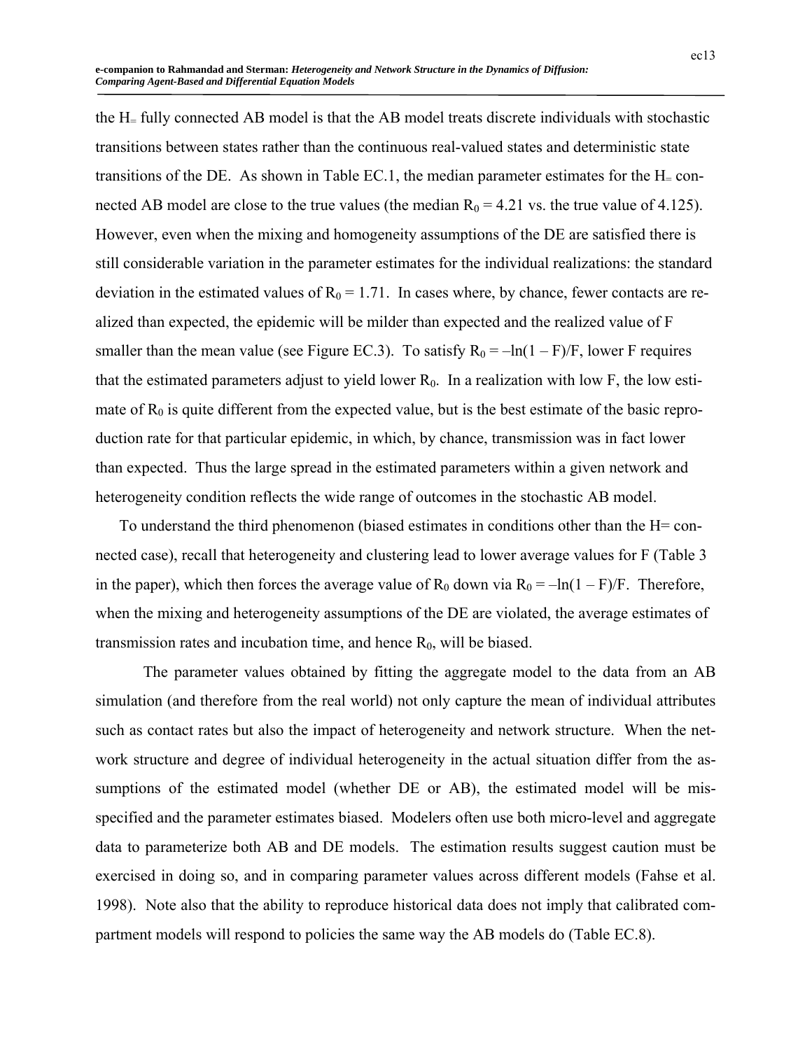the $H_=$ fully connected AB model is that the AB model treats discrete individuals with stochastic transitions between states rather than the continuous real-valued states and deterministic state transitions of the DE. As shown in Table EC.1, the median parameter estimates for the $H_=$ connected AB model are close to the true values (the median $R_0 = 4.21$ vs. the true value of 4.125). However, even when the mixing and homogeneity assumptions of the DE are satisfied there is still considerable variation in the parameter estimates for the individual realizations: the standard deviation in the estimated values of $R_0 = 1.71$. In cases where, by chance, fewer contacts are realized than expected, the epidemic will be milder than expected and the realized value of F smaller than the mean value (see Figure EC.3). To satisfy $R_0 = -\ln(1 - F)/F$, lower F requires that the estimated parameters adjust to yield lower $R_0$. In a realization with low F, the low estimate of $R_0$ is quite different from the expected value, but is the best estimate of the basic reproduction rate for that particular epidemic, in which, by chance, transmission was in fact lower than expected. Thus the large spread in the estimated parameters within a given network and heterogeneity condition reflects the wide range of outcomes in the stochastic AB model.

To understand the third phenomenon (biased estimates in conditions other than the H= connected case), recall that heterogeneity and clustering lead to lower average values for F (Table 3 in the paper), which then forces the average value of $R_0$ down via $R_0 = -\ln(1 - F)/F$. Therefore, when the mixing and heterogeneity assumptions of the DE are violated, the average estimates of transmission rates and incubation time, and hence $R_0$, will be biased.

The parameter values obtained by fitting the aggregate model to the data from an AB simulation (and therefore from the real world) not only capture the mean of individual attributes such as contact rates but also the impact of heterogeneity and network structure. When the network structure and degree of individual heterogeneity in the actual situation differ from the assumptions of the estimated model (whether DE or AB), the estimated model will be misspecified and the parameter estimates biased. Modelers often use both micro-level and aggregate data to parameterize both AB and DE models. The estimation results suggest caution must be exercised in doing so, and in comparing parameter values across different models (Fahse et al. 1998). Note also that the ability to reproduce historical data does not imply that calibrated compartment models will respond to policies the same way the AB models do (Table EC.8).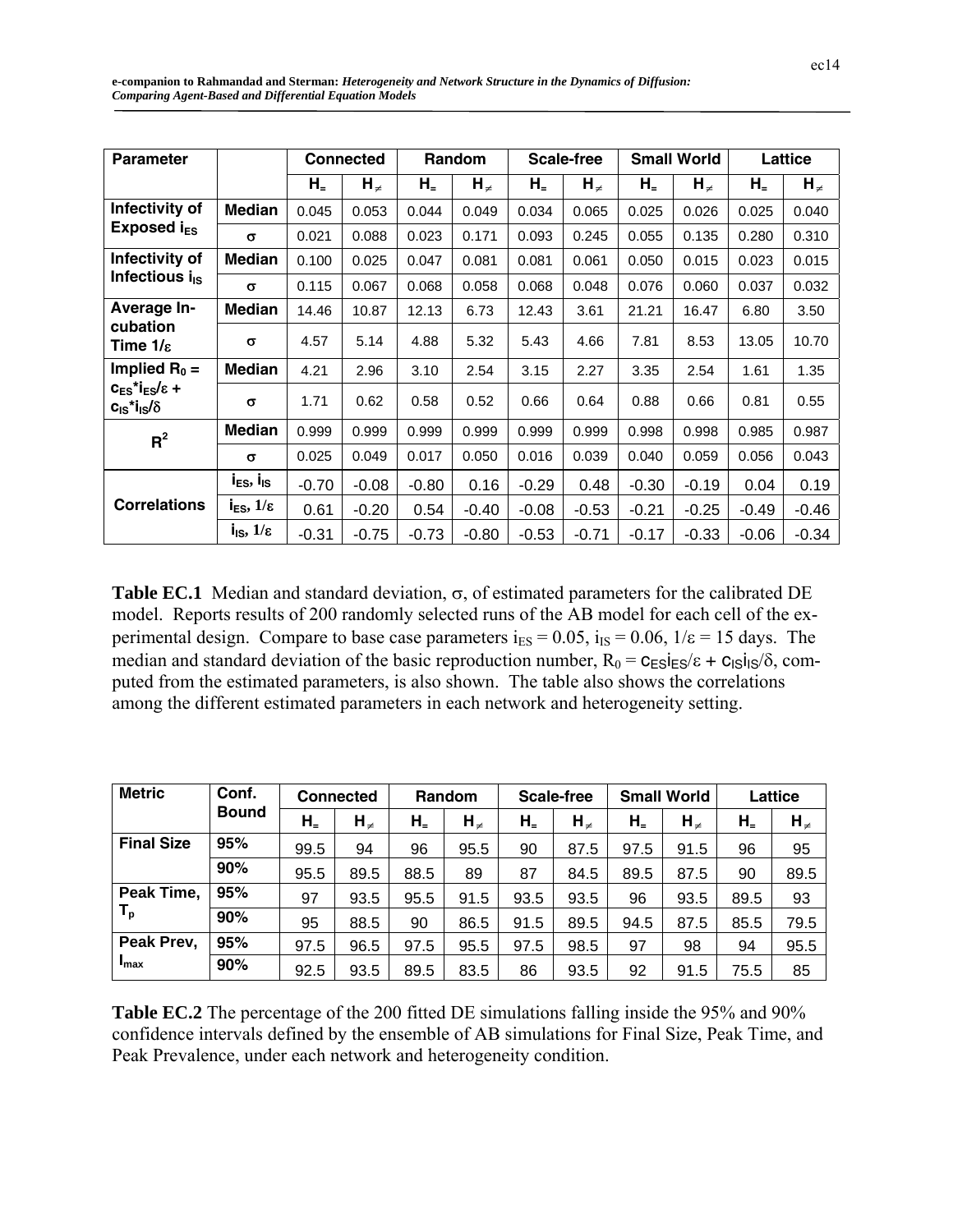| Parameter | | Connected | | Random | | Scale-free | | Small World | | Lattice | |
|---|---|---|---|---|---|---|---|---|---|---|---|
| | | $H_=$ | $H_{\neq}$ | $H_=$ | $H_{\neq}$ | $H_=$ | $H_{\neq}$ | $H_=$ | $H_{\neq}$ | $H_=$ | $H_{\neq}$ |
| Infectivity of Exposed $i_{ES}$ | Median | 0.045 | 0.053 | 0.044 | 0.049 | 0.034 | 0.065 | 0.025 | 0.026 | 0.025 | 0.040 |
| | σ | 0.021 | 0.088 | 0.023 | 0.171 | 0.093 | 0.245 | 0.055 | 0.135 | 0.280 | 0.310 |
| Infectivity of Infectious $i_{IS}$ | Median | 0.100 | 0.025 | 0.047 | 0.081 | 0.081 | 0.061 | 0.050 | 0.015 | 0.023 | 0.015 |
| | σ | 0.115 | 0.067 | 0.068 | 0.058 | 0.068 | 0.048 | 0.076 | 0.060 | 0.037 | 0.032 |
| Average Incubation Time $1/\varepsilon$ | Median | 14.46 | 10.87 | 12.13 | 6.73 | 12.43 | 3.61 | 21.21 | 16.47 | 6.80 | 3.50 |
| | σ | 4.57 | 5.14 | 4.88 | 5.32 | 5.43 | 4.66 | 7.81 | 8.53 | 13.05 | 10.70 |
| Implied $R_0 = c_{ES}*i_{ES}/\varepsilon + c_{IS}*i_{IS}/\delta$ | Median | 4.21 | 2.96 | 3.10 | 2.54 | 3.15 | 2.27 | 3.35 | 2.54 | 1.61 | 1.35 |
| | σ | 1.71 | 0.62 | 0.58 | 0.52 | 0.66 | 0.64 | 0.88 | 0.66 | 0.81 | 0.55 |
| $R^2$ | Median | 0.999 | 0.999 | 0.999 | 0.999 | 0.999 | 0.999 | 0.998 | 0.998 | 0.985 | 0.987 |
| | σ | 0.025 | 0.049 | 0.017 | 0.050 | 0.016 | 0.039 | 0.040 | 0.059 | 0.056 | 0.043 |
| Correlations | $i_{ES}$, $i_{IS}$ | -0.70 | -0.08 | -0.80 | 0.16 | -0.29 | 0.48 | -0.30 | -0.19 | 0.04 | 0.19 |
| | $i_{ES}$, $1/\varepsilon$ | 0.61 | -0.20 | 0.54 | -0.40 | -0.08 | -0.53 | -0.21 | -0.25 | -0.49 | -0.46 |
| | $i_{IS}$, $1/\varepsilon$ | -0.31 | -0.75 | -0.73 | -0.80 | -0.53 | -0.71 | -0.17 | -0.33 | -0.06 | -0.34 |

**Table EC.1** Median and standard deviation, σ, of estimated parameters for the calibrated DE model. Reports results of 200 randomly selected runs of the AB model for each cell of the experimental design. Compare to base case parameters $i_{ES} = 0.05$, $i_{IS} = 0.06$, $1/\varepsilon = 15$ days. The median and standard deviation of the basic reproduction number, $R_0 = c_{ES}i_{ES}/\varepsilon + c_{IS}i_{IS}/\delta$, computed from the estimated parameters, is also shown. The table also shows the correlations among the different estimated parameters in each network and heterogeneity setting.

| Metric | Conf. Bound | Connected | | Random | | Scale-free | | Small World | | Lattice | |
|---|---|---|---|---|---|---|---|---|---|---|---|
| | | $H_=$ | $H_{\neq}$ | $H_=$ | $H_{\neq}$ | $H_=$ | $H_{\neq}$ | $H_=$ | $H_{\neq}$ | $H_=$ | $H_{\neq}$ |
| Final Size | 95% | 99.5 | 94 | 96 | 95.5 | 90 | 87.5 | 97.5 | 91.5 | 96 | 95 |
| | 90% | 95.5 | 89.5 | 88.5 | 89 | 87 | 84.5 | 89.5 | 87.5 | 90 | 89.5 |
| Peak Time, $T_p$ | 95% | 97 | 93.5 | 95.5 | 91.5 | 93.5 | 93.5 | 96 | 93.5 | 89.5 | 93 |
| | 90% | 95 | 88.5 | 90 | 86.5 | 91.5 | 89.5 | 94.5 | 87.5 | 85.5 | 79.5 |
| Peak Prev, $I_{max}$ | 95% | 97.5 | 96.5 | 97.5 | 95.5 | 97.5 | 98.5 | 97 | 98 | 94 | 95.5 |
| | 90% | 92.5 | 93.5 | 89.5 | 83.5 | 86 | 93.5 | 92 | 91.5 | 75.5 | 85 |

**Table EC.2** The percentage of the 200 fitted DE simulations falling inside the 95% and 90% confidence intervals defined by the ensemble of AB simulations for Final Size, Peak Time, and Peak Prevalence, under each network and heterogeneity condition.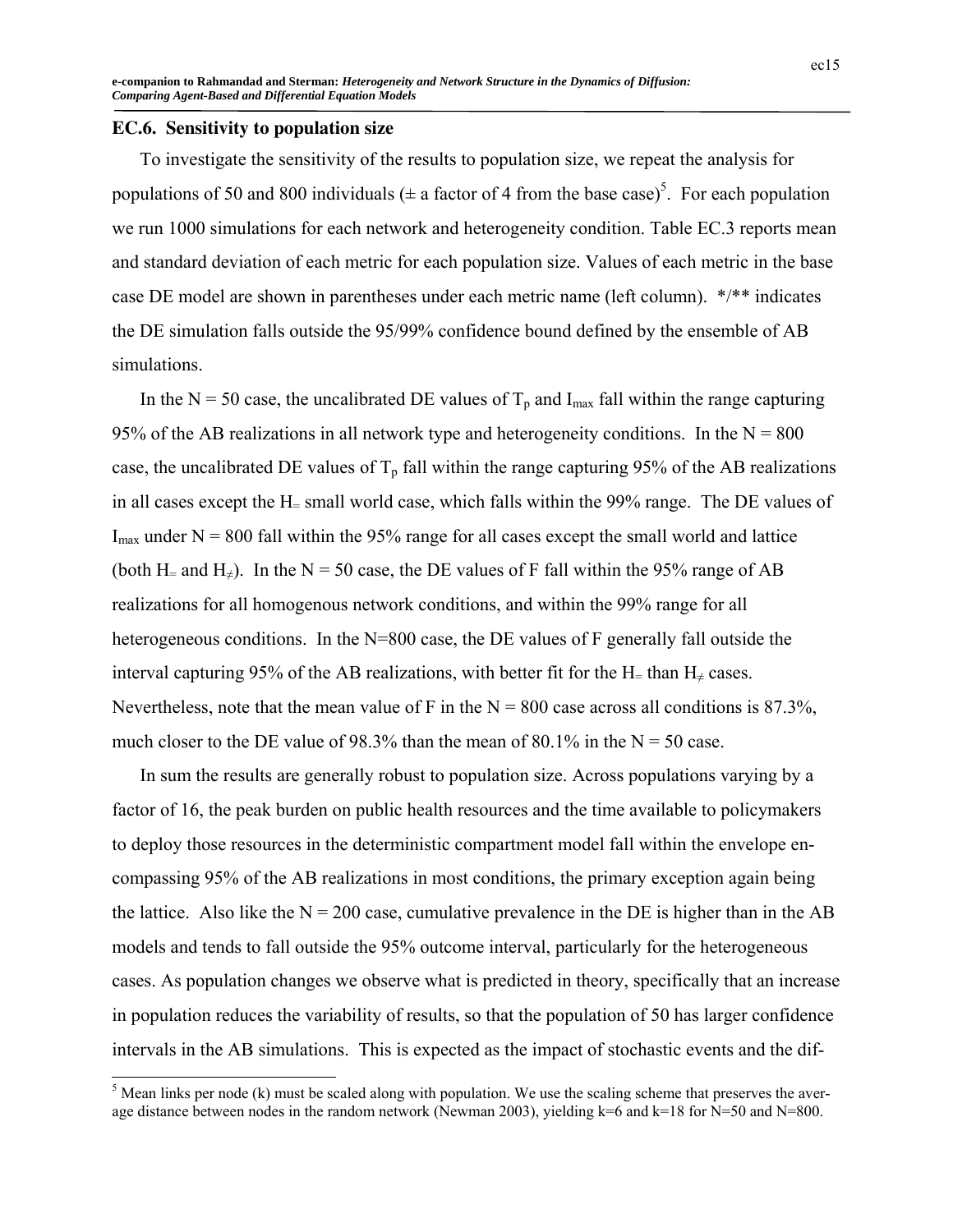## EC.6. Sensitivity to population size

To investigate the sensitivity of the results to population size, we repeat the analysis for populations of 50 and 800 individuals (± a factor of 4 from the base case)[5]. For each population we run 1000 simulations for each network and heterogeneity condition. Table EC.3 reports mean and standard deviation of each metric for each population size. Values of each metric in the base case DE model are shown in parentheses under each metric name (left column). */** indicates the DE simulation falls outside the 95/99% confidence bound defined by the ensemble of AB simulations.

In the N = 50 case, the uncalibrated DE values of $T_p$ and $I_{max}$ fall within the range capturing 95% of the AB realizations in all network type and heterogeneity conditions. In the N = 800 case, the uncalibrated DE values of $T_p$ fall within the range capturing 95% of the AB realizations in all cases except the $H_{=}$ small world case, which falls within the 99% range. The DE values of $I_{max}$ under N = 800 fall within the 95% range for all cases except the small world and lattice (both $H_{=}$ and $H_{\neq}$). In the N = 50 case, the DE values of F fall within the 95% range of AB realizations for all homogenous network conditions, and within the 99% range for all heterogeneous conditions. In the N=800 case, the DE values of F generally fall outside the interval capturing 95% of the AB realizations, with better fit for the $H_{=}$ than $H_{\neq}$ cases. Nevertheless, note that the mean value of F in the N = 800 case across all conditions is 87.3%, much closer to the DE value of 98.3% than the mean of 80.1% in the N = 50 case.

In sum the results are generally robust to population size. Across populations varying by a factor of 16, the peak burden on public health resources and the time available to policymakers to deploy those resources in the deterministic compartment model fall within the envelope encompassing 95% of the AB realizations in most conditions, the primary exception again being the lattice. Also like the N = 200 case, cumulative prevalence in the DE is higher than in the AB models and tends to fall outside the 95% outcome interval, particularly for the heterogeneous cases. As population changes we observe what is predicted in theory, specifically that an increase in population reduces the variability of results, so that the population of 50 has larger confidence intervals in the AB simulations. This is expected as the impact of stochastic events and the dif-

[5] Mean links per node (k) must be scaled along with population. We use the scaling scheme that preserves the average distance between nodes in the random network (Newman 2003), yielding k=6 and k=18 for N=50 and N=800.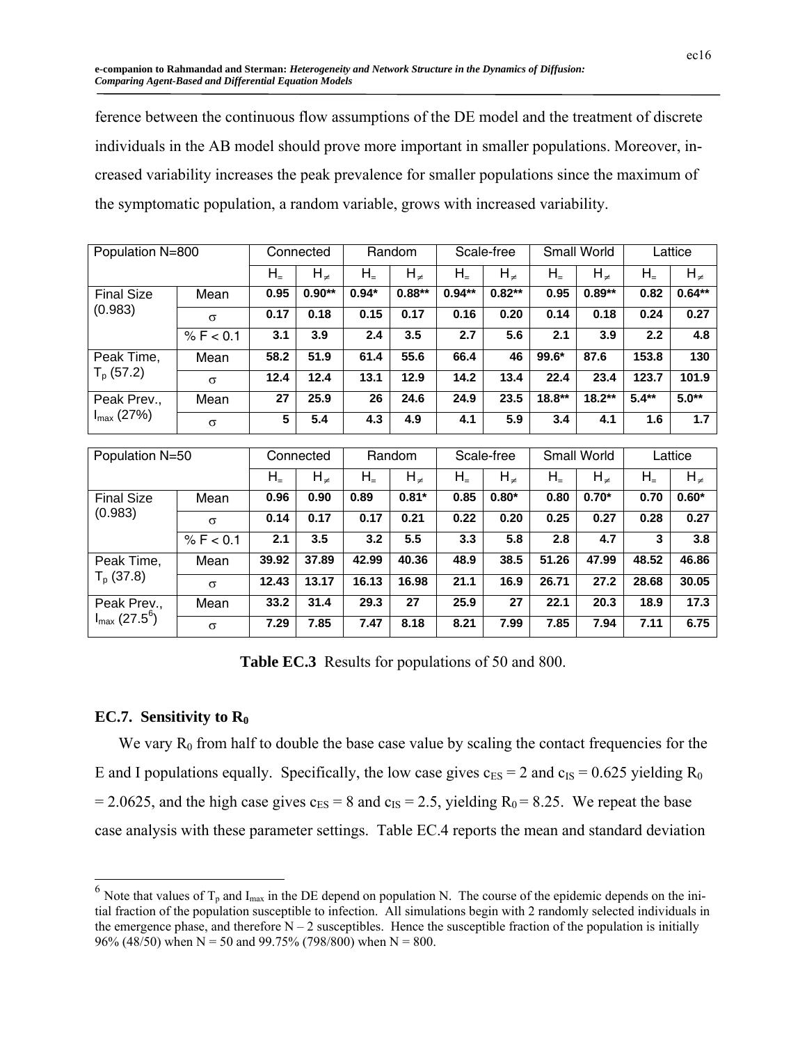ference between the continuous flow assumptions of the DE model and the treatment of discrete individuals in the AB model should prove more important in smaller populations. Moreover, increased variability increases the peak prevalence for smaller populations since the maximum of the symptomatic population, a random variable, grows with increased variability.

| Population N=800 | | Connected | | Random | | Scale-free | | Small World | | Lattice | |
|---|---|---|---|---|---|---|---|---|---|---|---|
| | | $H_=$ | $H_{\neq}$ | $H_=$ | $H_{\neq}$ | $H_=$ | $H_{\neq}$ | $H_=$ | $H_{\neq}$ | $H_=$ | $H_{\neq}$ |
| Final Size (0.983) | Mean | **0.95** | **0.90\*\*** | **0.94\*** | **0.88\*\*** | **0.94\*\*** | **0.82\*\*** | **0.95** | **0.89\*\*** | **0.82** | **0.64\*\*** |
| | σ | **0.17** | **0.18** | **0.15** | **0.17** | **0.16** | **0.20** | **0.14** | **0.18** | **0.24** | **0.27** |
| | % F < 0.1 | **3.1** | **3.9** | **2.4** | **3.5** | **2.7** | **5.6** | **2.1** | **3.9** | **2.2** | **4.8** |
| Peak Time, $T_p$ (57.2) | Mean | **58.2** | **51.9** | **61.4** | **55.6** | **66.4** | **46** | **99.6\*** | **87.6** | **153.8** | **130** |
| | σ | **12.4** | **12.4** | **13.1** | **12.9** | **14.2** | **13.4** | **22.4** | **23.4** | **123.7** | **101.9** |
| Peak Prev., $I_{max}$ (27%) | Mean | **27** | **25.9** | **26** | **24.6** | **24.9** | **23.5** | **18.8\*\*** | **18.2\*\*** | **5.4\*\*** | **5.0\*\*** |
| | σ | **5** | **5.4** | **4.3** | **4.9** | **4.1** | **5.9** | **3.4** | **4.1** | **1.6** | **1.7** |

| Population N=50 | | Connected | | Random | | Scale-free | | Small World | | Lattice | |
|---|---|---|---|---|---|---|---|---|---|---|---|
| | | $H_=$ | $H_{\neq}$ | $H_=$ | $H_{\neq}$ | $H_=$ | $H_{\neq}$ | $H_=$ | $H_{\neq}$ | $H_=$ | $H_{\neq}$ |
| Final Size (0.983) | Mean | **0.96** | **0.90** | **0.89** | **0.81\*** | **0.85** | **0.80\*** | **0.80** | **0.70\*** | **0.70** | **0.60\*** |
| | σ | **0.14** | **0.17** | **0.17** | **0.21** | **0.22** | **0.20** | **0.25** | **0.27** | **0.28** | **0.27** |
| | % F < 0.1 | **2.1** | **3.5** | **3.2** | **5.5** | **3.3** | **5.8** | **2.8** | **4.7** | **3** | **3.8** |
| Peak Time, $T_p$ (37.8) | Mean | **39.92** | **37.89** | **42.99** | **40.36** | **48.9** | **38.5** | **51.26** | **47.99** | **48.52** | **46.86** |
| | σ | **12.43** | **13.17** | **16.13** | **16.98** | **21.1** | **16.9** | **26.71** | **27.2** | **28.68** | **30.05** |
| Peak Prev., $I_{max}$ (27.5[6]) | Mean | **33.2** | **31.4** | **29.3** | **27** | **25.9** | **27** | **22.1** | **20.3** | **18.9** | **17.3** |
| | σ | **7.29** | **7.85** | **7.47** | **8.18** | **8.21** | **7.99** | **7.85** | **7.94** | **7.11** | **6.75** |

**Table EC.3** Results for populations of 50 and 800.

### EC.7. Sensitivity to $R_0$

We vary $R_0$ from half to double the base case value by scaling the contact frequencies for the E and I populations equally. Specifically, the low case gives $c_{ES} = 2$ and $c_{IS} = 0.625$ yielding $R_0 = 2.0625$, and the high case gives $c_{ES} = 8$ and $c_{IS} = 2.5$, yielding $R_0 = 8.25$. We repeat the base case analysis with these parameter settings. Table EC.4 reports the mean and standard deviation

[6] Note that values of $T_p$ and $I_{max}$ in the DE depend on population N. The course of the epidemic depends on the initial fraction of the population susceptible to infection. All simulations begin with 2 randomly selected individuals in the emergence phase, and therefore N – 2 susceptibles. Hence the susceptible fraction of the population is initially 96% (48/50) when N = 50 and 99.75% (798/800) when N = 800.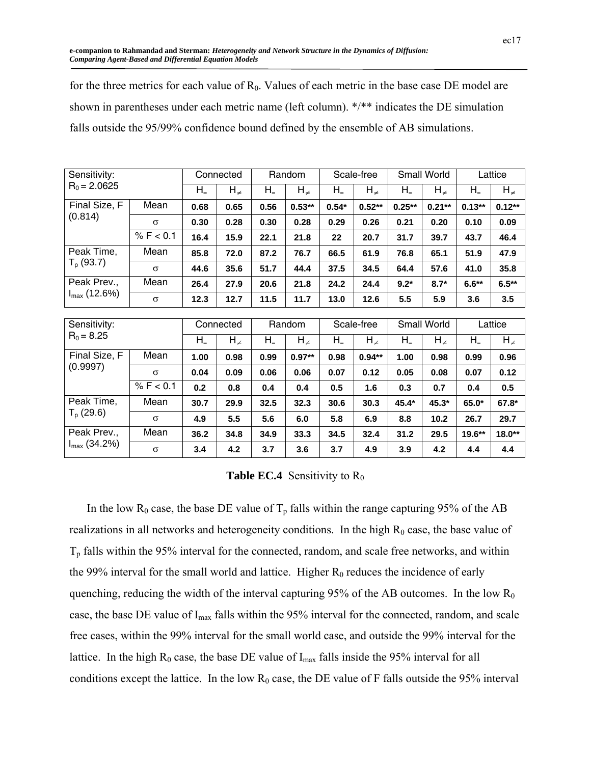for the three metrics for each value of $R_0$. Values of each metric in the base case DE model are shown in parentheses under each metric name (left column). */** indicates the DE simulation falls outside the 95/99% confidence bound defined by the ensemble of AB simulations.

| Sensitivity: $R_0 = 2.0625$ | | Connected | | Random | | Scale-free | | Small World | | Lattice | |
|---|---|---|---|---|---|---|---|---|---|---|---|
| | | $H_=$ | $H_{\neq}$ | $H_=$ | $H_{\neq}$ | $H_=$ | $H_{\neq}$ | $H_=$ | $H_{\neq}$ | $H_=$ | $H_{\neq}$ |
| Final Size, F (0.814) | Mean | **0.68** | **0.65** | **0.56** | **0.53**** | **0.54*** | **0.52**** | **0.25**** | **0.21**** | **0.13**** | **0.12**** |
| | $\sigma$ | **0.30** | **0.28** | **0.30** | **0.28** | **0.29** | **0.26** | **0.21** | **0.20** | **0.10** | **0.09** |
| | % F < 0.1 | **16.4** | **15.9** | **22.1** | **21.8** | **22** | **20.7** | **31.7** | **39.7** | **43.7** | **46.4** |
| Peak Time, $T_p$ (93.7) | Mean | **85.8** | **72.0** | **87.2** | **76.7** | **66.5** | **61.9** | **76.8** | **65.1** | **51.9** | **47.9** |
| | $\sigma$ | **44.6** | **35.6** | **51.7** | **44.4** | **37.5** | **34.5** | **64.4** | **57.6** | **41.0** | **35.8** |
| Peak Prev., $I_{max}$ (12.6%) | Mean | **26.4** | **27.9** | **20.6** | **21.8** | **24.2** | **24.4** | **9.2*** | **8.7*** | **6.6**** | **6.5**** |
| | $\sigma$ | **12.3** | **12.7** | **11.5** | **11.7** | **13.0** | **12.6** | **5.5** | **5.9** | **3.6** | **3.5** |

| Sensitivity: $R_0 = 8.25$ | | Connected | | Random | | Scale-free | | Small World | | Lattice | |
|---|---|---|---|---|---|---|---|---|---|---|---|
| | | $H_=$ | $H_{\neq}$ | $H_=$ | $H_{\neq}$ | $H_=$ | $H_{\neq}$ | $H_=$ | $H_{\neq}$ | $H_=$ | $H_{\neq}$ |
| Final Size, F (0.9997) | Mean | **1.00** | **0.98** | **0.99** | **0.97**** | **0.98** | **0.94**** | **1.00** | **0.98** | **0.99** | **0.96** |
| | $\sigma$ | **0.04** | **0.09** | **0.06** | **0.06** | **0.07** | **0.12** | **0.05** | **0.08** | **0.07** | **0.12** |
| | % F < 0.1 | **0.2** | **0.8** | **0.4** | **0.4** | **0.5** | **1.6** | **0.3** | **0.7** | **0.4** | **0.5** |
| Peak Time, $T_p$ (29.6) | Mean | **30.7** | **29.9** | **32.5** | **32.3** | **30.6** | **30.3** | **45.4*** | **45.3*** | **65.0*** | **67.8*** |
| | $\sigma$ | **4.9** | **5.5** | **5.6** | **6.0** | **5.8** | **6.9** | **8.8** | **10.2** | **26.7** | **29.7** |
| Peak Prev., $I_{max}$ (34.2%) | Mean | **36.2** | **34.8** | **34.9** | **33.3** | **34.5** | **32.4** | **31.2** | **29.5** | **19.6**** | **18.0**** |
| | $\sigma$ | **3.4** | **4.2** | **3.7** | **3.6** | **3.7** | **4.9** | **3.9** | **4.2** | **4.4** | **4.4** |

**Table EC.4** Sensitivity to $R_0$

In the low $R_0$ case, the base DE value of $T_p$ falls within the range capturing 95% of the AB realizations in all networks and heterogeneity conditions. In the high $R_0$ case, the base value of $T_p$ falls within the 95% interval for the connected, random, and scale free networks, and within the 99% interval for the small world and lattice. Higher $R_0$ reduces the incidence of early quenching, reducing the width of the interval capturing 95% of the AB outcomes. In the low $R_0$ case, the base DE value of $I_{max}$ falls within the 95% interval for the connected, random, and scale free cases, within the 99% interval for the small world case, and outside the 99% interval for the lattice. In the high $R_0$ case, the base DE value of $I_{max}$ falls inside the 95% interval for all conditions except the lattice. In the low $R_0$ case, the DE value of F falls outside the 95% interval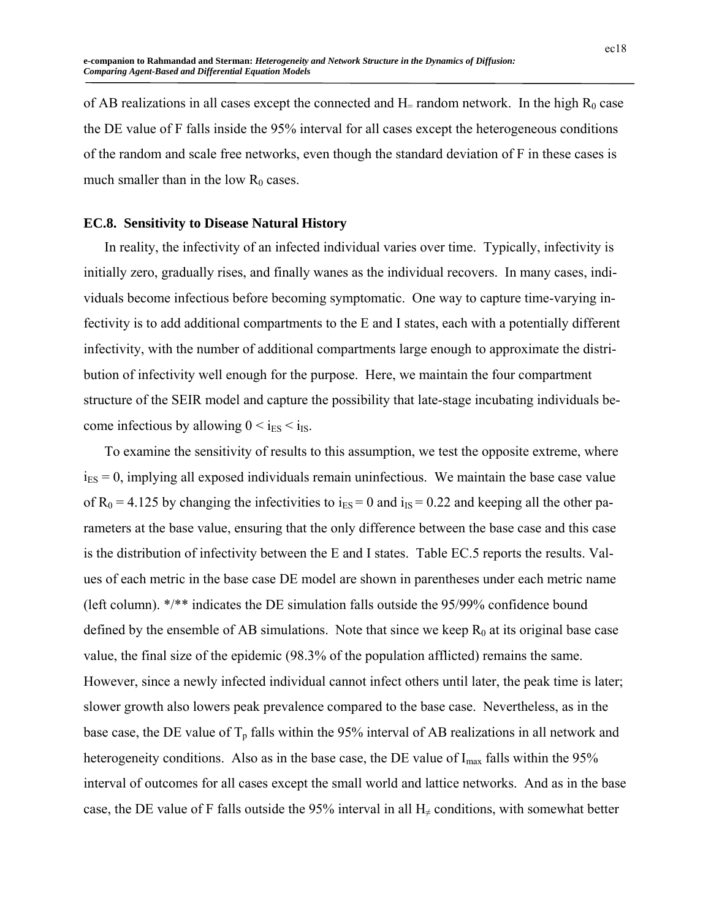of AB realizations in all cases except the connected and $H_=$ random network. In the high $R_0$ case the DE value of F falls inside the 95% interval for all cases except the heterogeneous conditions of the random and scale free networks, even though the standard deviation of F in these cases is much smaller than in the low $R_0$ cases.

### EC.8. Sensitivity to Disease Natural History

In reality, the infectivity of an infected individual varies over time. Typically, infectivity is initially zero, gradually rises, and finally wanes as the individual recovers. In many cases, individuals become infectious before becoming symptomatic. One way to capture time-varying infectivity is to add additional compartments to the E and I states, each with a potentially different infectivity, with the number of additional compartments large enough to approximate the distribution of infectivity well enough for the purpose. Here, we maintain the four compartment structure of the SEIR model and capture the possibility that late-stage incubating individuals become infectious by allowing $0 < i_{ES} < i_{IS}$.

To examine the sensitivity of results to this assumption, we test the opposite extreme, where $i_{ES} = 0$, implying all exposed individuals remain uninfectious. We maintain the base case value of $R_0 = 4.125$ by changing the infectivities to $i_{ES} = 0$ and $i_{IS} = 0.22$ and keeping all the other parameters at the base value, ensuring that the only difference between the base case and this case is the distribution of infectivity between the E and I states. Table EC.5 reports the results. Values of each metric in the base case DE model are shown in parentheses under each metric name (left column). */** indicates the DE simulation falls outside the 95/99% confidence bound defined by the ensemble of AB simulations. Note that since we keep $R_0$ at its original base case value, the final size of the epidemic (98.3% of the population afflicted) remains the same. However, since a newly infected individual cannot infect others until later, the peak time is later; slower growth also lowers peak prevalence compared to the base case. Nevertheless, as in the base case, the DE value of $T_p$ falls within the 95% interval of AB realizations in all network and heterogeneity conditions. Also as in the base case, the DE value of $I_{max}$ falls within the 95% interval of outcomes for all cases except the small world and lattice networks. And as in the base case, the DE value of F falls outside the 95% interval in all $H_{\neq}$ conditions, with somewhat better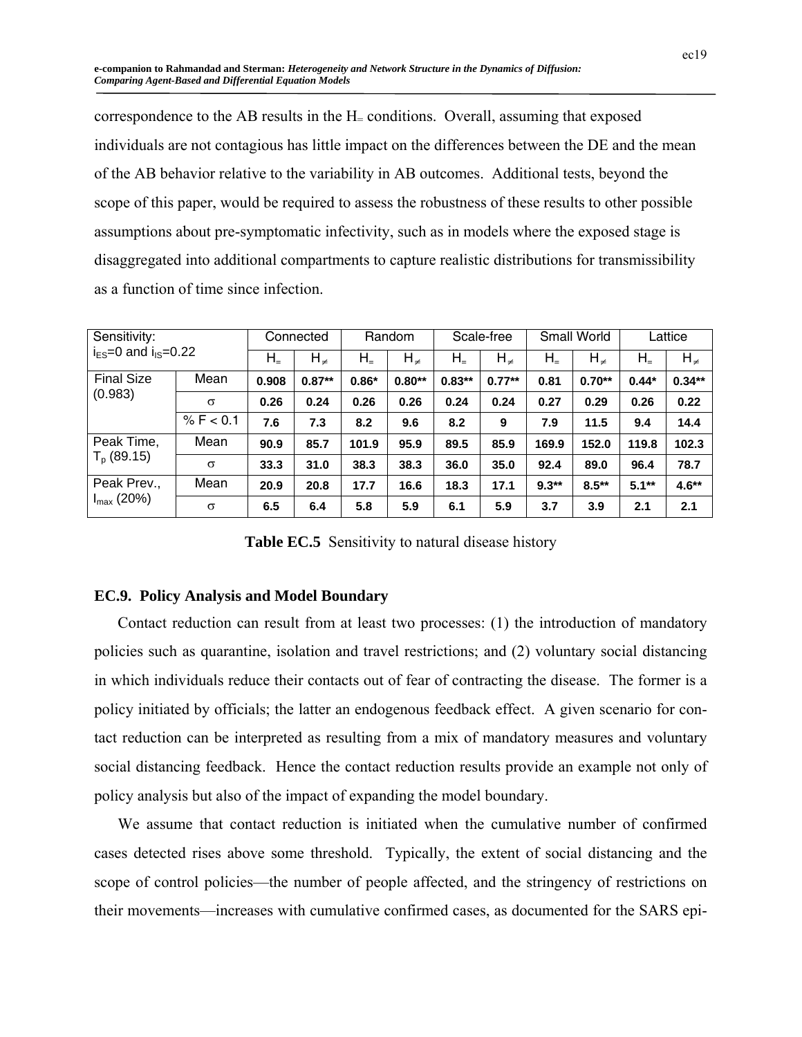correspondence to the AB results in the $H_=$ conditions. Overall, assuming that exposed individuals are not contagious has little impact on the differences between the DE and the mean of the AB behavior relative to the variability in AB outcomes. Additional tests, beyond the scope of this paper, would be required to assess the robustness of these results to other possible assumptions about pre-symptomatic infectivity, such as in models where the exposed stage is disaggregated into additional compartments to capture realistic distributions for transmissibility as a function of time since infection.

| Sensitivity: $i_{ES}$=0 and $i_{IS}$=0.22 | | Connected | | Random | | Scale-free | | Small World | | Lattice | |
|---|---|---|---|---|---|---|---|---|---|---|---|
| | | $H_=$ | $H_{\neq}$ | $H_=$ | $H_{\neq}$ | $H_=$ | $H_{\neq}$ | $H_=$ | $H_{\neq}$ | $H_=$ | $H_{\neq}$ |
| Final Size (0.983) | Mean | **0.908** | **0.87**** | **0.86*** | **0.80**** | **0.83**** | **0.77**** | **0.81** | **0.70**** | **0.44*** | **0.34**** |
| | σ | **0.26** | **0.24** | **0.26** | **0.26** | **0.24** | **0.24** | **0.27** | **0.29** | **0.26** | **0.22** |
| | % F < 0.1 | **7.6** | **7.3** | **8.2** | **9.6** | **8.2** | **9** | **7.9** | **11.5** | **9.4** | **14.4** |
| Peak Time, $T_p$ (89.15) | Mean | **90.9** | **85.7** | **101.9** | **95.9** | **89.5** | **85.9** | **169.9** | **152.0** | **119.8** | **102.3** |
| | σ | **33.3** | **31.0** | **38.3** | **38.3** | **36.0** | **35.0** | **92.4** | **89.0** | **96.4** | **78.7** |
| Peak Prev., $I_{max}$ (20%) | Mean | **20.9** | **20.8** | **17.7** | **16.6** | **18.3** | **17.1** | **9.3**** | **8.5**** | **5.1**** | **4.6**** |
| | σ | **6.5** | **6.4** | **5.8** | **5.9** | **6.1** | **5.9** | **3.7** | **3.9** | **2.1** | **2.1** |

**Table EC.5** Sensitivity to natural disease history

### EC.9. Policy Analysis and Model Boundary

Contact reduction can result from at least two processes: (1) the introduction of mandatory policies such as quarantine, isolation and travel restrictions; and (2) voluntary social distancing in which individuals reduce their contacts out of fear of contracting the disease. The former is a policy initiated by officials; the latter an endogenous feedback effect. A given scenario for contact reduction can be interpreted as resulting from a mix of mandatory measures and voluntary social distancing feedback. Hence the contact reduction results provide an example not only of policy analysis but also of the impact of expanding the model boundary.

We assume that contact reduction is initiated when the cumulative number of confirmed cases detected rises above some threshold. Typically, the extent of social distancing and the scope of control policies—the number of people affected, and the stringency of restrictions on their movements—increases with cumulative confirmed cases, as documented for the SARS epi-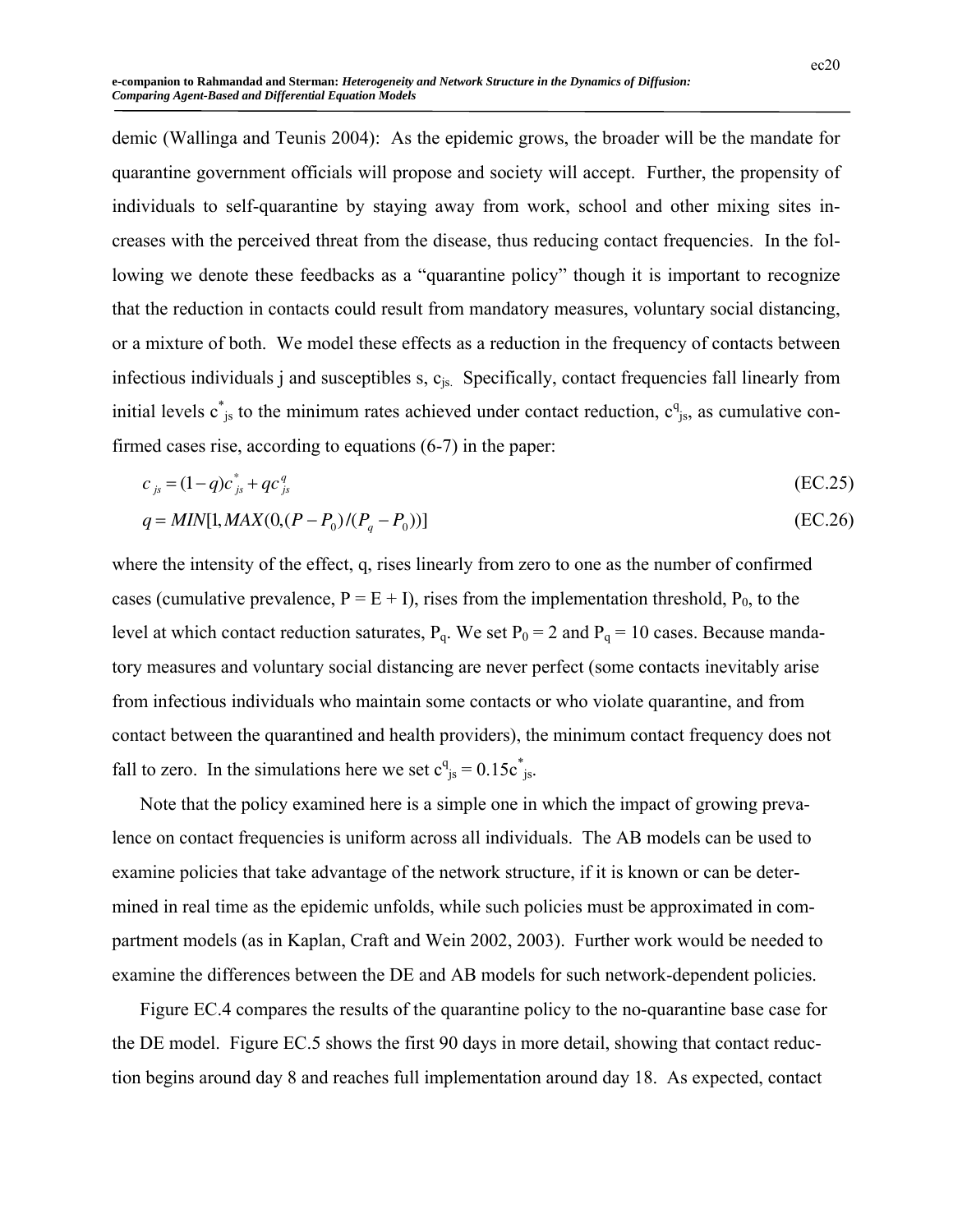demic (Wallinga and Teunis 2004): As the epidemic grows, the broader will be the mandate for quarantine government officials will propose and society will accept. Further, the propensity of individuals to self-quarantine by staying away from work, school and other mixing sites increases with the perceived threat from the disease, thus reducing contact frequencies. In the following we denote these feedbacks as a "quarantine policy" though it is important to recognize that the reduction in contacts could result from mandatory measures, voluntary social distancing, or a mixture of both. We model these effects as a reduction in the frequency of contacts between infectious individuals j and susceptibles s, $c_{js}$. Specifically, contact frequencies fall linearly from initial levels $c^*_{js}$ to the minimum rates achieved under contact reduction, $c^q_{js}$, as cumulative confirmed cases rise, according to equations (6-7) in the paper:

$$c_{js} = (1-q)c^*_{js} + qc^q_{js} \tag{EC.25}$$

$$q = MIN[1, MAX(0, (P - P_0)/(P_q - P_0))] \tag{EC.26}$$

where the intensity of the effect, q, rises linearly from zero to one as the number of confirmed cases (cumulative prevalence, $P = E + I$), rises from the implementation threshold, $P_0$, to the level at which contact reduction saturates, $P_q$. We set $P_0 = 2$ and $P_q = 10$ cases. Because mandatory measures and voluntary social distancing are never perfect (some contacts inevitably arise from infectious individuals who maintain some contacts or who violate quarantine, and from contact between the quarantined and health providers), the minimum contact frequency does not fall to zero. In the simulations here we set $c^q_{js} = 0.15c^*_{js}$.

Note that the policy examined here is a simple one in which the impact of growing prevalence on contact frequencies is uniform across all individuals. The AB models can be used to examine policies that take advantage of the network structure, if it is known or can be determined in real time as the epidemic unfolds, while such policies must be approximated in compartment models (as in Kaplan, Craft and Wein 2002, 2003). Further work would be needed to examine the differences between the DE and AB models for such network-dependent policies.

Figure EC.4 compares the results of the quarantine policy to the no-quarantine base case for the DE model. Figure EC.5 shows the first 90 days in more detail, showing that contact reduction begins around day 8 and reaches full implementation around day 18. As expected, contact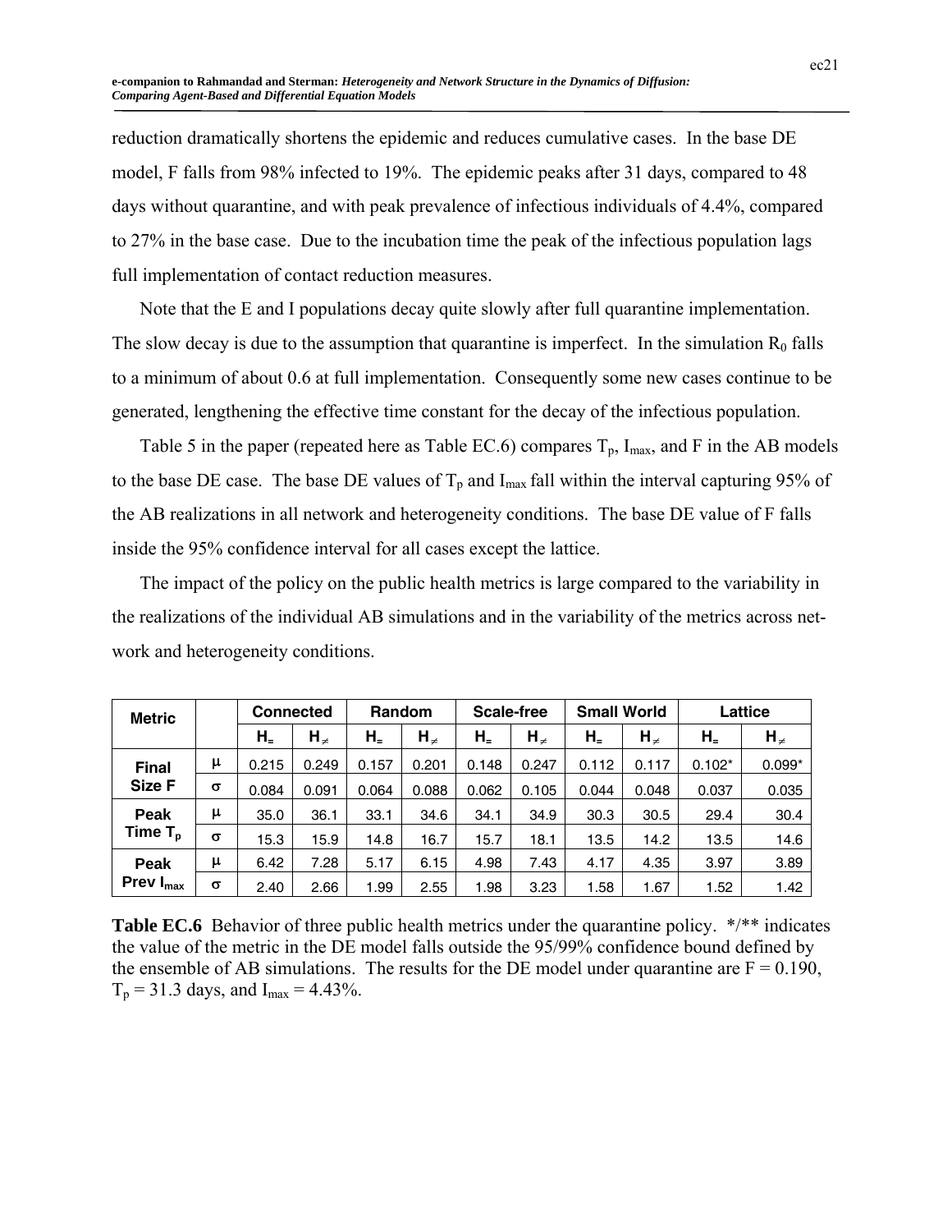reduction dramatically shortens the epidemic and reduces cumulative cases. In the base DE model, F falls from 98% infected to 19%. The epidemic peaks after 31 days, compared to 48 days without quarantine, and with peak prevalence of infectious individuals of 4.4%, compared to 27% in the base case. Due to the incubation time the peak of the infectious population lags full implementation of contact reduction measures.

Note that the E and I populations decay quite slowly after full quarantine implementation. The slow decay is due to the assumption that quarantine is imperfect. In the simulation $R_0$ falls to a minimum of about 0.6 at full implementation. Consequently some new cases continue to be generated, lengthening the effective time constant for the decay of the infectious population.

Table 5 in the paper (repeated here as Table EC.6) compares $T_p$, $I_{max}$, and F in the AB models to the base DE case. The base DE values of $T_p$ and $I_{max}$ fall within the interval capturing 95% of the AB realizations in all network and heterogeneity conditions. The base DE value of F falls inside the 95% confidence interval for all cases except the lattice.

The impact of the policy on the public health metrics is large compared to the variability in the realizations of the individual AB simulations and in the variability of the metrics across network and heterogeneity conditions.

| Metric | | Connected | | Random | | Scale-free | | Small World | | Lattice | |
|---|---|---|---|---|---|---|---|---|---|---|---|
| | | $H_=$ | $H_{\neq}$ | $H_=$ | $H_{\neq}$ | $H_=$ | $H_{\neq}$ | $H_=$ | $H_{\neq}$ | $H_=$ | $H_{\neq}$ |
| Final Size F | $\mu$ | 0.215 | 0.249 | 0.157 | 0.201 | 0.148 | 0.247 | 0.112 | 0.117 | 0.102* | 0.099* |
| | $\sigma$ | 0.084 | 0.091 | 0.064 | 0.088 | 0.062 | 0.105 | 0.044 | 0.048 | 0.037 | 0.035 |
| Peak Time $T_p$ | $\mu$ | 35.0 | 36.1 | 33.1 | 34.6 | 34.1 | 34.9 | 30.3 | 30.5 | 29.4 | 30.4 |
| | $\sigma$ | 15.3 | 15.9 | 14.8 | 16.7 | 15.7 | 18.1 | 13.5 | 14.2 | 13.5 | 14.6 |
| Peak Prev $I_{max}$ | $\mu$ | 6.42 | 7.28 | 5.17 | 6.15 | 4.98 | 7.43 | 4.17 | 4.35 | 3.97 | 3.89 |
| | $\sigma$ | 2.40 | 2.66 | 1.99 | 2.55 | 1.98 | 3.23 | 1.58 | 1.67 | 1.52 | 1.42 |

**Table EC.6** Behavior of three public health metrics under the quarantine policy. */** indicates the value of the metric in the DE model falls outside the 95/99% confidence bound defined by the ensemble of AB simulations. The results for the DE model under quarantine are F = 0.190, $T_p$ = 31.3 days, and $I_{max}$ = 4.43%.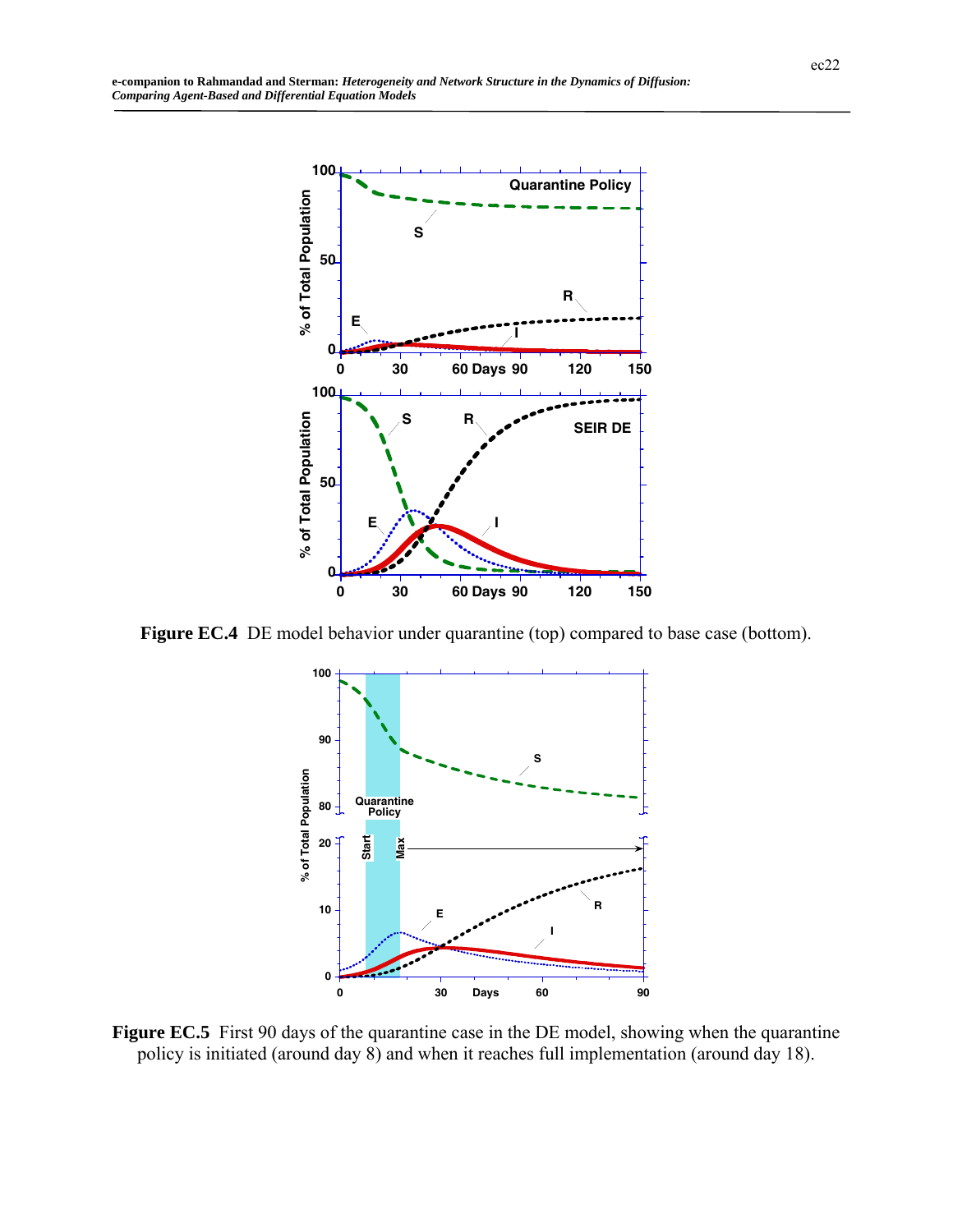**Figure EC.4** DE model behavior under quarantine (top) compared to base case (bottom).

**Figure EC.5** First 90 days of the quarantine case in the DE model, showing when the quarantine policy is initiated (around day 8) and when it reaches full implementation (around day 18).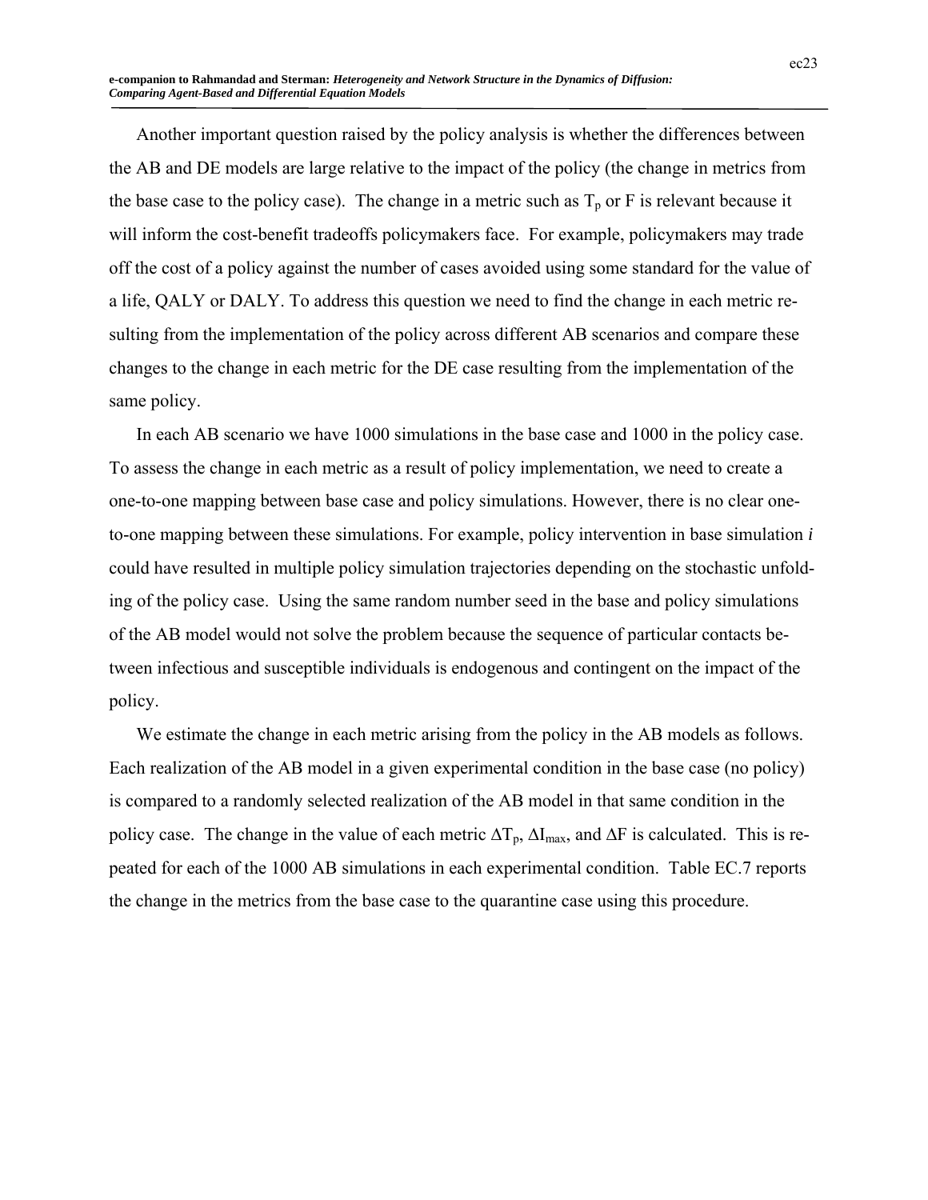Another important question raised by the policy analysis is whether the differences between the AB and DE models are large relative to the impact of the policy (the change in metrics from the base case to the policy case). The change in a metric such as $T_p$ or F is relevant because it will inform the cost-benefit tradeoffs policymakers face. For example, policymakers may trade off the cost of a policy against the number of cases avoided using some standard for the value of a life, QALY or DALY. To address this question we need to find the change in each metric resulting from the implementation of the policy across different AB scenarios and compare these changes to the change in each metric for the DE case resulting from the implementation of the same policy.

In each AB scenario we have 1000 simulations in the base case and 1000 in the policy case. To assess the change in each metric as a result of policy implementation, we need to create a one-to-one mapping between base case and policy simulations. However, there is no clear one-to-one mapping between these simulations. For example, policy intervention in base simulation *i* could have resulted in multiple policy simulation trajectories depending on the stochastic unfolding of the policy case. Using the same random number seed in the base and policy simulations of the AB model would not solve the problem because the sequence of particular contacts between infectious and susceptible individuals is endogenous and contingent on the impact of the policy.

We estimate the change in each metric arising from the policy in the AB models as follows. Each realization of the AB model in a given experimental condition in the base case (no policy) is compared to a randomly selected realization of the AB model in that same condition in the policy case. The change in the value of each metric $\Delta T_p$, $\Delta I_{max}$, and $\Delta F$ is calculated. This is repeated for each of the 1000 AB simulations in each experimental condition. Table EC.7 reports the change in the metrics from the base case to the quarantine case using this procedure.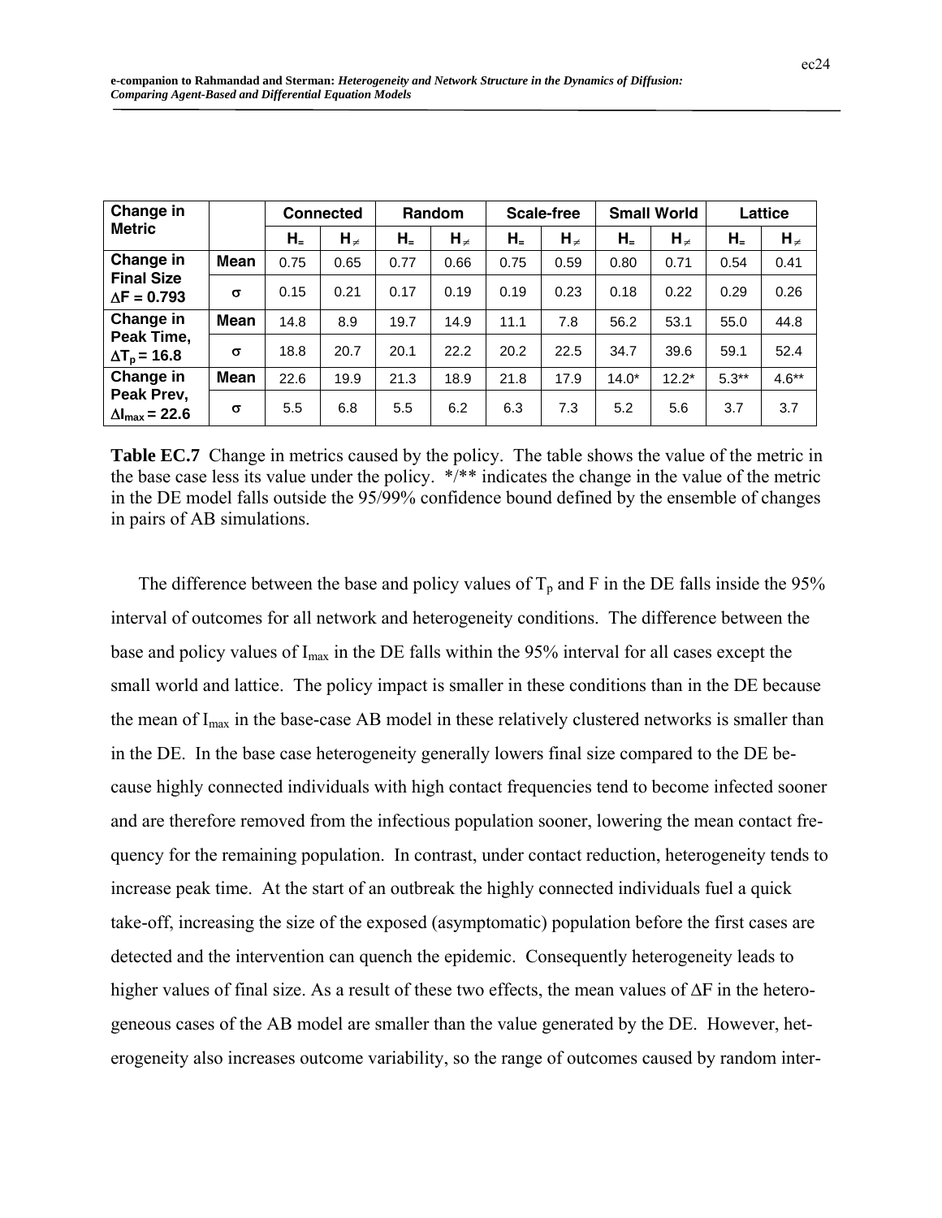| Change in Metric | | Connected | | Random | | Scale-free | | Small World | | Lattice | |
|---|---|---|---|---|---|---|---|---|---|---|---|
| | | $H_=$ | $H_{\neq}$ | $H_=$ | $H_{\neq}$ | $H_=$ | $H_{\neq}$ | $H_=$ | $H_{\neq}$ | $H_=$ | $H_{\neq}$ |
| **Change in Final Size $\Delta F = 0.793$** | **Mean** | 0.75 | 0.65 | 0.77 | 0.66 | 0.75 | 0.59 | 0.80 | 0.71 | 0.54 | 0.41 |
| | **$\sigma$** | 0.15 | 0.21 | 0.17 | 0.19 | 0.19 | 0.23 | 0.18 | 0.22 | 0.29 | 0.26 |
| **Change in Peak Time, $\Delta T_p = 16.8$** | **Mean** | 14.8 | 8.9 | 19.7 | 14.9 | 11.1 | 7.8 | 56.2 | 53.1 | 55.0 | 44.8 |
| | **$\sigma$** | 18.8 | 20.7 | 20.1 | 22.2 | 20.2 | 22.5 | 34.7 | 39.6 | 59.1 | 52.4 |
| **Change in Peak Prev, $\Delta I_{max} = 22.6$** | **Mean** | 22.6 | 19.9 | 21.3 | 18.9 | 21.8 | 17.9 | 14.0* | 12.2* | 5.3** | 4.6** |
| | **$\sigma$** | 5.5 | 6.8 | 5.5 | 6.2 | 6.3 | 7.3 | 5.2 | 5.6 | 3.7 | 3.7 |

**Table EC.7** Change in metrics caused by the policy. The table shows the value of the metric in the base case less its value under the policy. */** indicates the change in the value of the metric in the DE model falls outside the 95/99% confidence bound defined by the ensemble of changes in pairs of AB simulations.

The difference between the base and policy values of $T_p$ and F in the DE falls inside the 95% interval of outcomes for all network and heterogeneity conditions. The difference between the base and policy values of $I_{max}$ in the DE falls within the 95% interval for all cases except the small world and lattice. The policy impact is smaller in these conditions than in the DE because the mean of $I_{max}$ in the base-case AB model in these relatively clustered networks is smaller than in the DE. In the base case heterogeneity generally lowers final size compared to the DE because highly connected individuals with high contact frequencies tend to become infected sooner and are therefore removed from the infectious population sooner, lowering the mean contact frequency for the remaining population. In contrast, under contact reduction, heterogeneity tends to increase peak time. At the start of an outbreak the highly connected individuals fuel a quick take-off, increasing the size of the exposed (asymptomatic) population before the first cases are detected and the intervention can quench the epidemic. Consequently heterogeneity leads to higher values of final size. As a result of these two effects, the mean values of $\Delta F$ in the heterogeneous cases of the AB model are smaller than the value generated by the DE. However, heterogeneity also increases outcome variability, so the range of outcomes caused by random inter-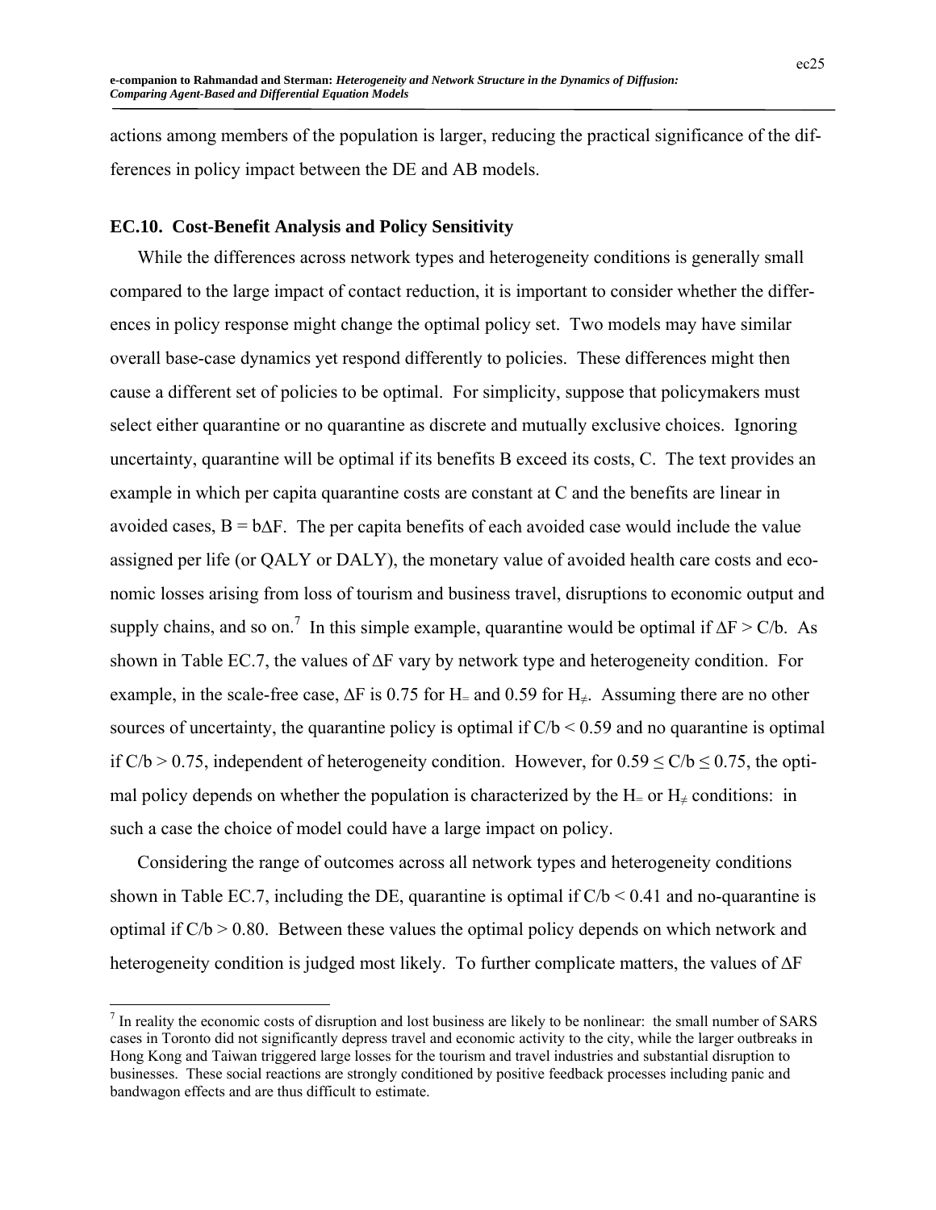actions among members of the population is larger, reducing the practical significance of the differences in policy impact between the DE and AB models.

### EC.10. Cost-Benefit Analysis and Policy Sensitivity

While the differences across network types and heterogeneity conditions is generally small compared to the large impact of contact reduction, it is important to consider whether the differences in policy response might change the optimal policy set. Two models may have similar overall base-case dynamics yet respond differently to policies. These differences might then cause a different set of policies to be optimal. For simplicity, suppose that policymakers must select either quarantine or no quarantine as discrete and mutually exclusive choices. Ignoring uncertainty, quarantine will be optimal if its benefits B exceed its costs, C. The text provides an example in which per capita quarantine costs are constant at C and the benefits are linear in avoided cases, $B = b\Delta F$. The per capita benefits of each avoided case would include the value assigned per life (or QALY or DALY), the monetary value of avoided health care costs and economic losses arising from loss of tourism and business travel, disruptions to economic output and supply chains, and so on.[7] In this simple example, quarantine would be optimal if $\Delta F > C/b$. As shown in Table EC.7, the values of $\Delta F$ vary by network type and heterogeneity condition. For example, in the scale-free case, $\Delta F$ is 0.75 for $H_{=}$ and 0.59 for $H_{\neq}$. Assuming there are no other sources of uncertainty, the quarantine policy is optimal if $C/b < 0.59$ and no quarantine is optimal if $C/b > 0.75$, independent of heterogeneity condition. However, for $0.59 \leq C/b \leq 0.75$, the optimal policy depends on whether the population is characterized by the $H_{=}$ or $H_{\neq}$ conditions: in such a case the choice of model could have a large impact on policy.

Considering the range of outcomes across all network types and heterogeneity conditions shown in Table EC.7, including the DE, quarantine is optimal if $C/b < 0.41$ and no-quarantine is optimal if $C/b > 0.80$. Between these values the optimal policy depends on which network and heterogeneity condition is judged most likely. To further complicate matters, the values of $\Delta F$

[7] In reality the economic costs of disruption and lost business are likely to be nonlinear: the small number of SARS cases in Toronto did not significantly depress travel and economic activity to the city, while the larger outbreaks in Hong Kong and Taiwan triggered large losses for the tourism and travel industries and substantial disruption to businesses. These social reactions are strongly conditioned by positive feedback processes including panic and bandwagon effects and are thus difficult to estimate.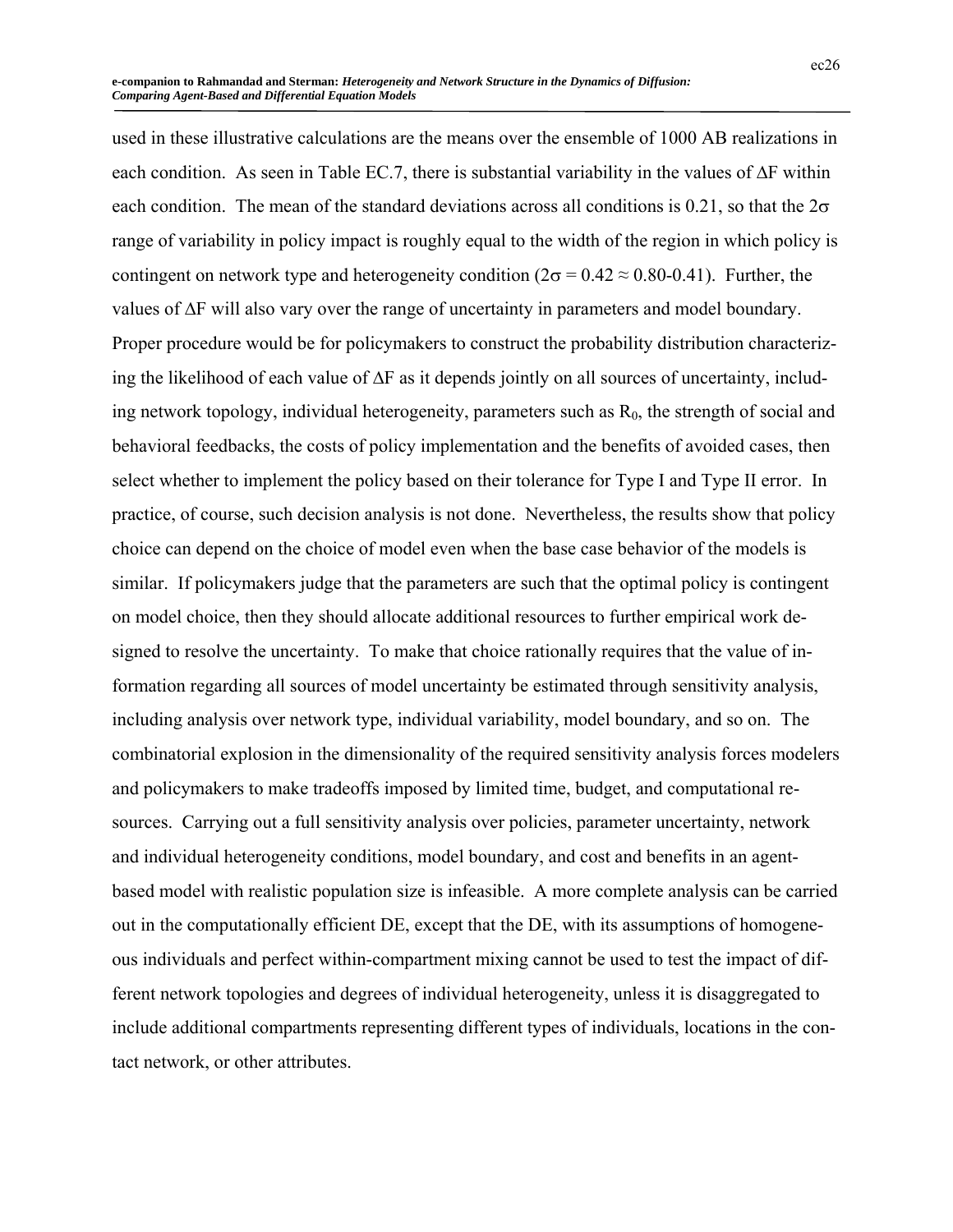used in these illustrative calculations are the means over the ensemble of 1000 AB realizations in each condition. As seen in Table EC.7, there is substantial variability in the values of $\Delta F$ within each condition. The mean of the standard deviations across all conditions is 0.21, so that the $2\sigma$ range of variability in policy impact is roughly equal to the width of the region in which policy is contingent on network type and heterogeneity condition ($2\sigma = 0.42 \approx 0.80\text{-}0.41$). Further, the values of $\Delta F$ will also vary over the range of uncertainty in parameters and model boundary. Proper procedure would be for policymakers to construct the probability distribution characterizing the likelihood of each value of $\Delta F$ as it depends jointly on all sources of uncertainty, including network topology, individual heterogeneity, parameters such as $R_0$, the strength of social and behavioral feedbacks, the costs of policy implementation and the benefits of avoided cases, then select whether to implement the policy based on their tolerance for Type I and Type II error. In practice, of course, such decision analysis is not done. Nevertheless, the results show that policy choice can depend on the choice of model even when the base case behavior of the models is similar. If policymakers judge that the parameters are such that the optimal policy is contingent on model choice, then they should allocate additional resources to further empirical work designed to resolve the uncertainty. To make that choice rationally requires that the value of information regarding all sources of model uncertainty be estimated through sensitivity analysis, including analysis over network type, individual variability, model boundary, and so on. The combinatorial explosion in the dimensionality of the required sensitivity analysis forces modelers and policymakers to make tradeoffs imposed by limited time, budget, and computational resources. Carrying out a full sensitivity analysis over policies, parameter uncertainty, network and individual heterogeneity conditions, model boundary, and cost and benefits in an agent-based model with realistic population size is infeasible. A more complete analysis can be carried out in the computationally efficient DE, except that the DE, with its assumptions of homogeneous individuals and perfect within-compartment mixing cannot be used to test the impact of different network topologies and degrees of individual heterogeneity, unless it is disaggregated to include additional compartments representing different types of individuals, locations in the contact network, or other attributes.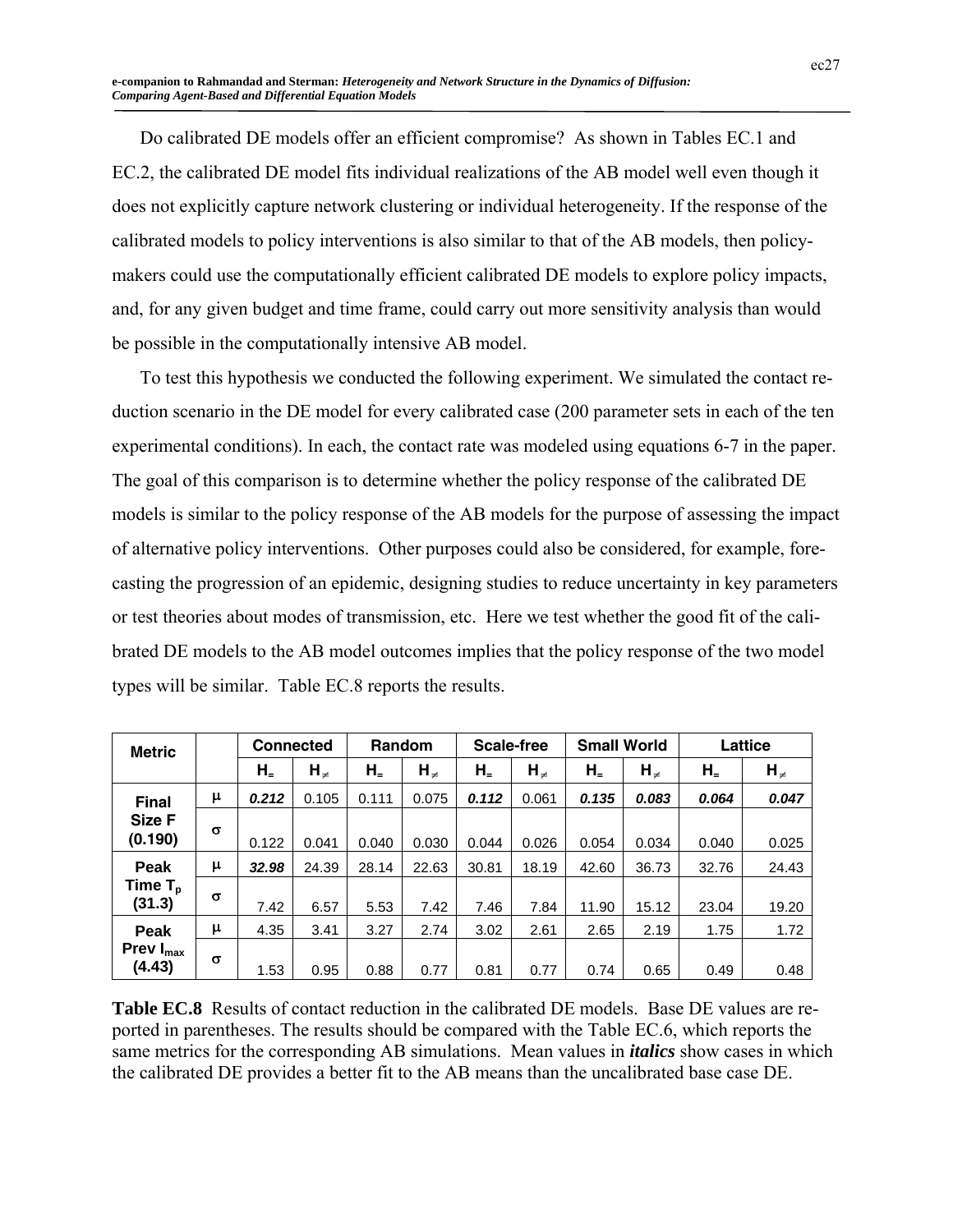Do calibrated DE models offer an efficient compromise? As shown in Tables EC.1 and EC.2, the calibrated DE model fits individual realizations of the AB model well even though it does not explicitly capture network clustering or individual heterogeneity. If the response of the calibrated models to policy interventions is also similar to that of the AB models, then policy-makers could use the computationally efficient calibrated DE models to explore policy impacts, and, for any given budget and time frame, could carry out more sensitivity analysis than would be possible in the computationally intensive AB model.

To test this hypothesis we conducted the following experiment. We simulated the contact reduction scenario in the DE model for every calibrated case (200 parameter sets in each of the ten experimental conditions). In each, the contact rate was modeled using equations 6-7 in the paper. The goal of this comparison is to determine whether the policy response of the calibrated DE models is similar to the policy response of the AB models for the purpose of assessing the impact of alternative policy interventions. Other purposes could also be considered, for example, forecasting the progression of an epidemic, designing studies to reduce uncertainty in key parameters or test theories about modes of transmission, etc. Here we test whether the good fit of the calibrated DE models to the AB model outcomes implies that the policy response of the two model types will be similar. Table EC.8 reports the results.

| Metric | | Connected | | Random | | Scale-free | | Small World | | Lattice | |
|---|---|---|---|---|---|---|---|---|---|---|---|
| | | $H_=$ | $H_{\neq}$ | $H_=$ | $H_{\neq}$ | $H_=$ | $H_{\neq}$ | $H_=$ | $H_{\neq}$ | $H_=$ | $H_{\neq}$ |
| **Final Size F (0.190)** | $\mu$ | ***0.212*** | 0.105 | 0.111 | 0.075 | ***0.112*** | 0.061 | ***0.135*** | ***0.083*** | ***0.064*** | ***0.047*** |
| | $\sigma$ | 0.122 | 0.041 | 0.040 | 0.030 | 0.044 | 0.026 | 0.054 | 0.034 | 0.040 | 0.025 |
| **Peak Time $T_p$ (31.3)** | $\mu$ | ***32.98*** | 24.39 | 28.14 | 22.63 | 30.81 | 18.19 | 42.60 | 36.73 | 32.76 | 24.43 |
| | $\sigma$ | 7.42 | 6.57 | 5.53 | 7.42 | 7.46 | 7.84 | 11.90 | 15.12 | 23.04 | 19.20 |
| **Peak Prev $I_{max}$ (4.43)** | $\mu$ | 4.35 | 3.41 | 3.27 | 2.74 | 3.02 | 2.61 | 2.65 | 2.19 | 1.75 | 1.72 |
| | $\sigma$ | 1.53 | 0.95 | 0.88 | 0.77 | 0.81 | 0.77 | 0.74 | 0.65 | 0.49 | 0.48 |

**Table EC.8** Results of contact reduction in the calibrated DE models. Base DE values are reported in parentheses. The results should be compared with the Table EC.6, which reports the same metrics for the corresponding AB simulations. Mean values in ***italics*** show cases in which the calibrated DE provides a better fit to the AB means than the uncalibrated base case DE.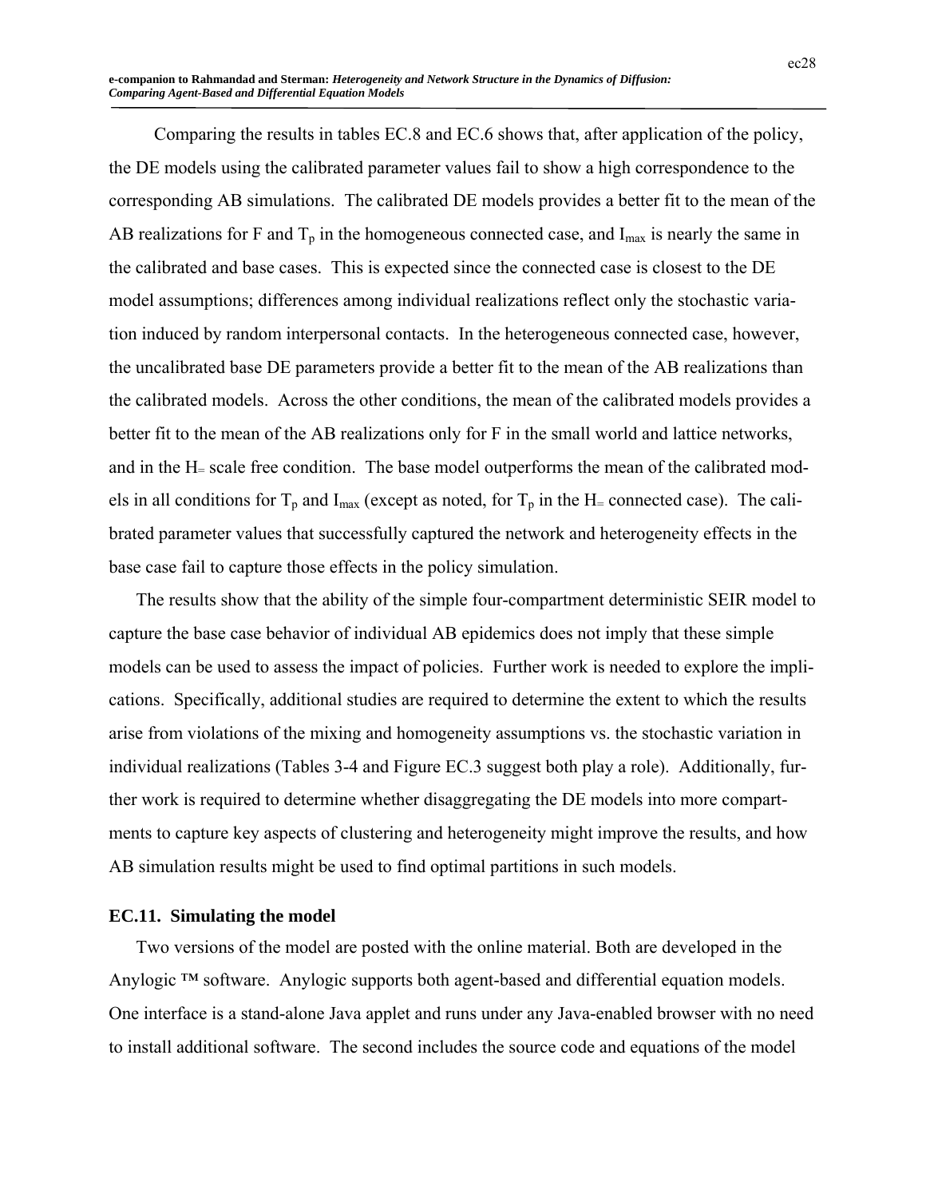Comparing the results in tables EC.8 and EC.6 shows that, after application of the policy, the DE models using the calibrated parameter values fail to show a high correspondence to the corresponding AB simulations. The calibrated DE models provides a better fit to the mean of the AB realizations for F and $T_p$ in the homogeneous connected case, and $I_{max}$ is nearly the same in the calibrated and base cases. This is expected since the connected case is closest to the DE model assumptions; differences among individual realizations reflect only the stochastic variation induced by random interpersonal contacts. In the heterogeneous connected case, however, the uncalibrated base DE parameters provide a better fit to the mean of the AB realizations than the calibrated models. Across the other conditions, the mean of the calibrated models provides a better fit to the mean of the AB realizations only for F in the small world and lattice networks, and in the $H_=$ scale free condition. The base model outperforms the mean of the calibrated models in all conditions for $T_p$ and $I_{max}$ (except as noted, for $T_p$ in the $H_=$ connected case). The calibrated parameter values that successfully captured the network and heterogeneity effects in the base case fail to capture those effects in the policy simulation.

The results show that the ability of the simple four-compartment deterministic SEIR model to capture the base case behavior of individual AB epidemics does not imply that these simple models can be used to assess the impact of policies. Further work is needed to explore the implications. Specifically, additional studies are required to determine the extent to which the results arise from violations of the mixing and homogeneity assumptions vs. the stochastic variation in individual realizations (Tables 3-4 and Figure EC.3 suggest both play a role). Additionally, further work is required to determine whether disaggregating the DE models into more compartments to capture key aspects of clustering and heterogeneity might improve the results, and how AB simulation results might be used to find optimal partitions in such models.

### EC.11. Simulating the model

Two versions of the model are posted with the online material. Both are developed in the Anylogic ™ software. Anylogic supports both agent-based and differential equation models. One interface is a stand-alone Java applet and runs under any Java-enabled browser with no need to install additional software. The second includes the source code and equations of the model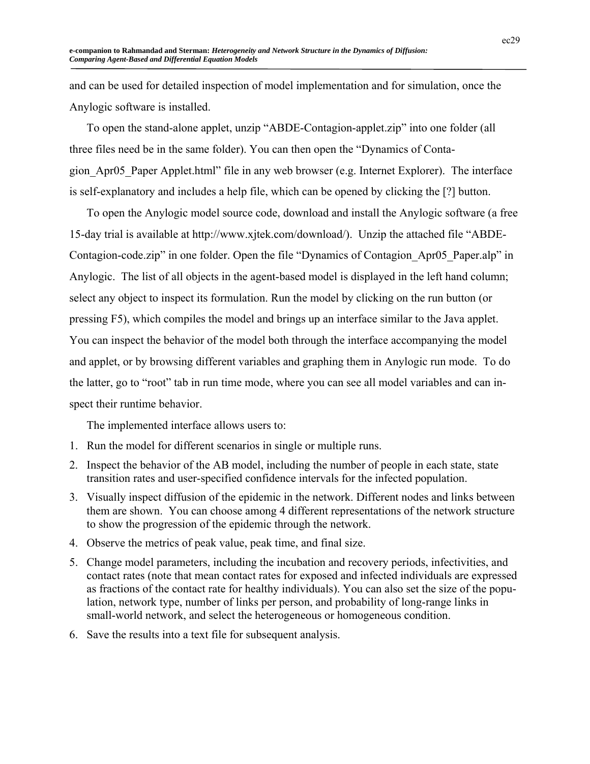and can be used for detailed inspection of model implementation and for simulation, once the Anylogic software is installed.

To open the stand-alone applet, unzip "ABDE-Contagion-applet.zip" into one folder (all three files need be in the same folder). You can then open the "Dynamics of Contagion_Apr05_Paper Applet.html" file in any web browser (e.g. Internet Explorer). The interface is self-explanatory and includes a help file, which can be opened by clicking the [?] button.

To open the Anylogic model source code, download and install the Anylogic software (a free 15-day trial is available at http://www.xjtek.com/download/). Unzip the attached file "ABDE-Contagion-code.zip" in one folder. Open the file "Dynamics of Contagion_Apr05_Paper.alp" in Anylogic. The list of all objects in the agent-based model is displayed in the left hand column; select any object to inspect its formulation. Run the model by clicking on the run button (or pressing F5), which compiles the model and brings up an interface similar to the Java applet. You can inspect the behavior of the model both through the interface accompanying the model and applet, or by browsing different variables and graphing them in Anylogic run mode. To do the latter, go to "root" tab in run time mode, where you can see all model variables and can inspect their runtime behavior.

The implemented interface allows users to:

1. Run the model for different scenarios in single or multiple runs.
2. Inspect the behavior of the AB model, including the number of people in each state, state transition rates and user-specified confidence intervals for the infected population.
3. Visually inspect diffusion of the epidemic in the network. Different nodes and links between them are shown. You can choose among 4 different representations of the network structure to show the progression of the epidemic through the network.
4. Observe the metrics of peak value, peak time, and final size.
5. Change model parameters, including the incubation and recovery periods, infectivities, and contact rates (note that mean contact rates for exposed and infected individuals are expressed as fractions of the contact rate for healthy individuals). You can also set the size of the population, network type, number of links per person, and probability of long-range links in small-world network, and select the heterogeneous or homogeneous condition.
6. Save the results into a text file for subsequent analysis.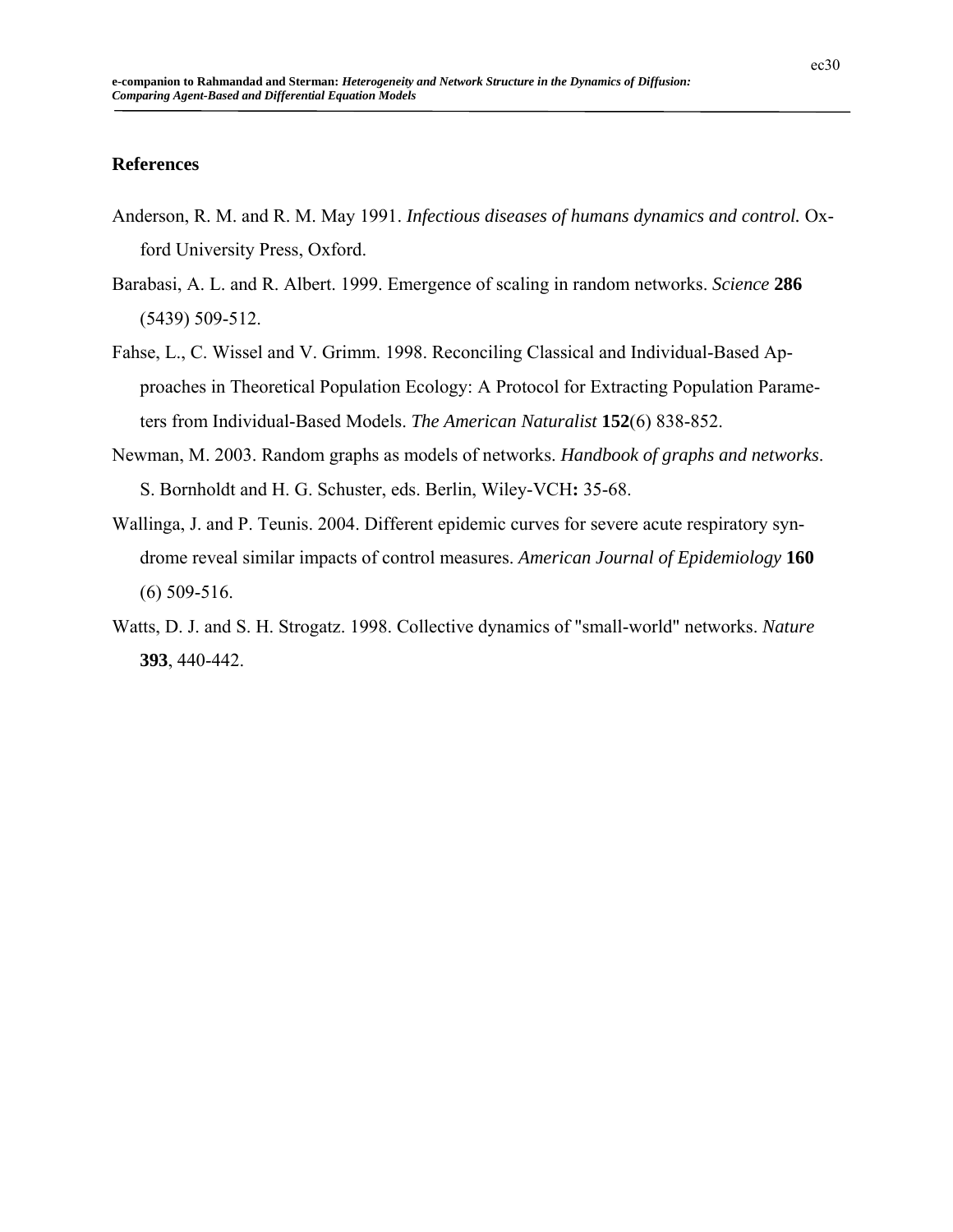## References

Anderson, R. M. and R. M. May 1991. *Infectious diseases of humans dynamics and control.* Oxford University Press, Oxford.

Barabasi, A. L. and R. Albert. 1999. Emergence of scaling in random networks. *Science* **286** (5439) 509-512.

Fahse, L., C. Wissel and V. Grimm. 1998. Reconciling Classical and Individual-Based Approaches in Theoretical Population Ecology: A Protocol for Extracting Population Parameters from Individual-Based Models. *The American Naturalist* **152**(6) 838-852.

Newman, M. 2003. Random graphs as models of networks. *Handbook of graphs and networks*. S. Bornholdt and H. G. Schuster, eds. Berlin, Wiley-VCH**:** 35-68.

Wallinga, J. and P. Teunis. 2004. Different epidemic curves for severe acute respiratory syndrome reveal similar impacts of control measures. *American Journal of Epidemiology* **160** (6) 509-516.

Watts, D. J. and S. H. Strogatz. 1998. Collective dynamics of "small-world" networks. *Nature* **393**, 440-442.